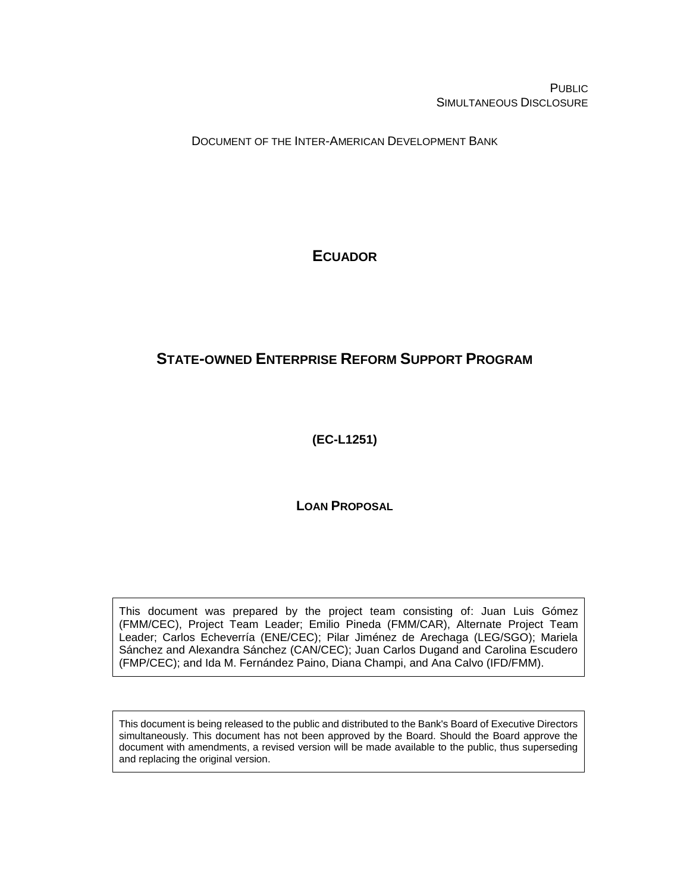PUBLIC
SIMULTANEOUS DISCLOSURE

DOCUMENT OF THE INTER-AMERICAN DEVELOPMENT BANK

# ECUADOR

# STATE-OWNED ENTERPRISE REFORM SUPPORT PROGRAM

**(EC-L1251)**

**LOAN PROPOSAL**

This document was prepared by the project team consisting of: Juan Luis Gómez (FMM/CEC), Project Team Leader; Emilio Pineda (FMM/CAR), Alternate Project Team Leader; Carlos Echeverría (ENE/CEC); Pilar Jiménez de Arechaga (LEG/SGO); Mariela Sánchez and Alexandra Sánchez (CAN/CEC); Juan Carlos Dugand and Carolina Escudero (FMP/CEC); and Ida M. Fernández Paino, Diana Champi, and Ana Calvo (IFD/FMM).

This document is being released to the public and distributed to the Bank's Board of Executive Directors simultaneously. This document has not been approved by the Board. Should the Board approve the document with amendments, a revised version will be made available to the public, thus superseding and replacing the original version.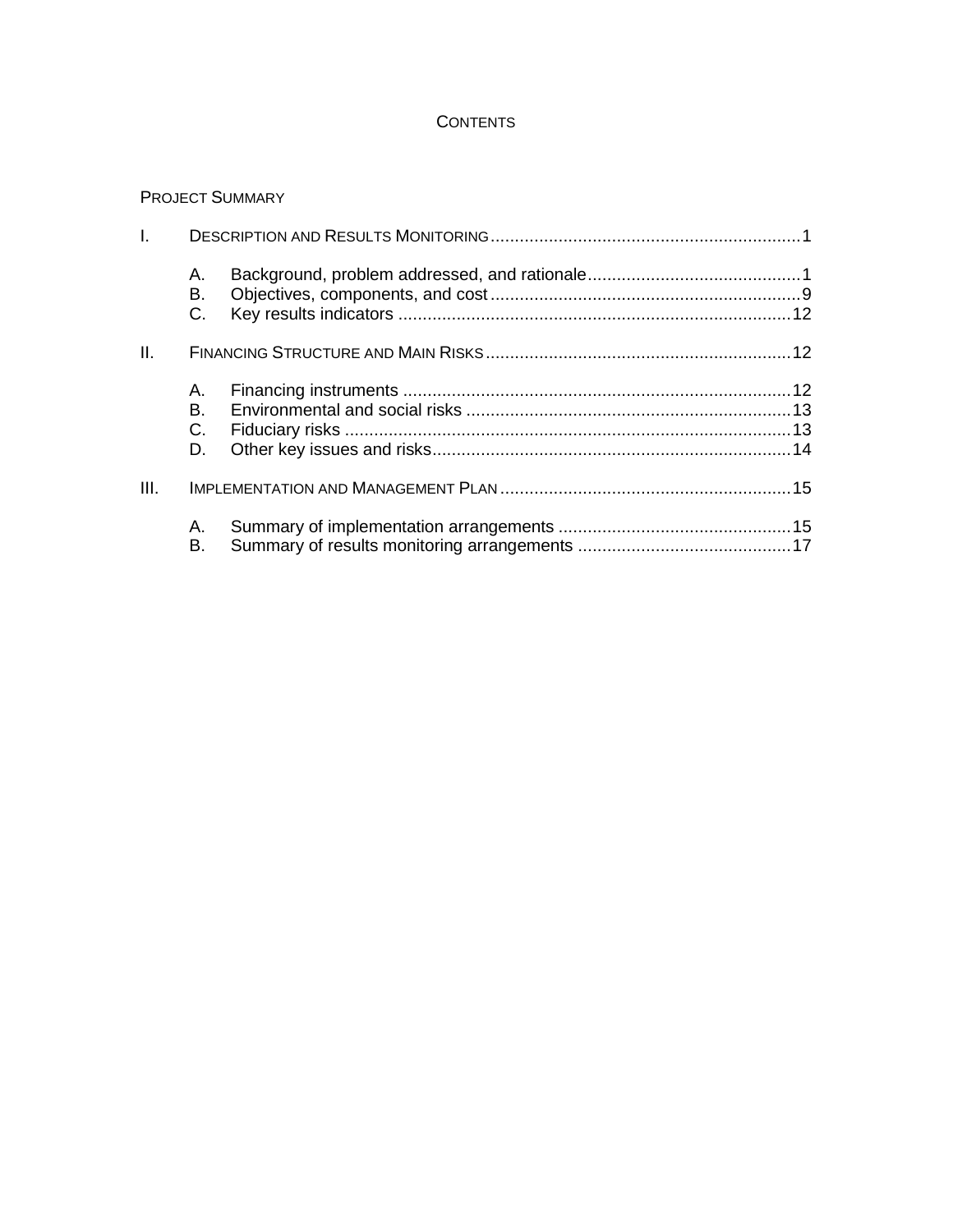# CONTENTS

PROJECT SUMMARY

I. DESCRIPTION AND RESULTS MONITORING ........ 1

- A. Background, problem addressed, and rationale ........ 1
- B. Objectives, components, and cost ........ 9
- C. Key results indicators ........ 12

II. FINANCING STRUCTURE AND MAIN RISKS ........ 12

- A. Financing instruments ........ 12
- B. Environmental and social risks ........ 13
- C. Fiduciary risks ........ 13
- D. Other key issues and risks ........ 14

III. IMPLEMENTATION AND MANAGEMENT PLAN ........ 15

- A. Summary of implementation arrangements ........ 15
- B. Summary of results monitoring arrangements ........ 17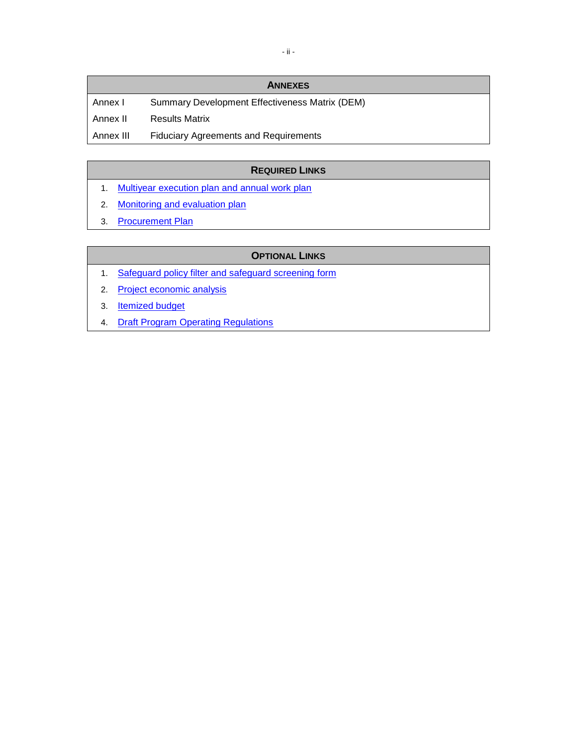| ANNEXES | |
| --- | --- |
| Annex I | Summary Development Effectiveness Matrix (DEM) |
| Annex II | Results Matrix |
| Annex III | Fiduciary Agreements and Requirements |

| REQUIRED LINKS |
| --- |
| 1. Multiyear execution plan and annual work plan |
| 2. Monitoring and evaluation plan |
| 3. Procurement Plan |

| OPTIONAL LINKS |
| --- |
| 1. Safeguard policy filter and safeguard screening form |
| 2. Project economic analysis |
| 3. Itemized budget |
| 4. Draft Program Operating Regulations |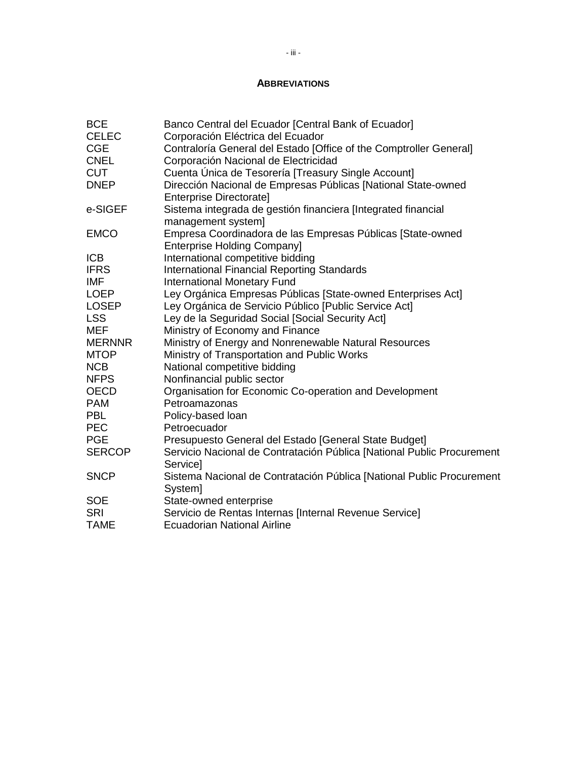## ABBREVIATIONS

| | |
|---|---|
| BCE | Banco Central del Ecuador [Central Bank of Ecuador] |
| CELEC | Corporación Eléctrica del Ecuador |
| CGE | Contraloría General del Estado [Office of the Comptroller General] |
| CNEL | Corporación Nacional de Electricidad |
| CUT | Cuenta Única de Tesorería [Treasury Single Account] |
| DNEP | Dirección Nacional de Empresas Públicas [National State-owned Enterprise Directorate] |
| e-SIGEF | Sistema integrada de gestión financiera [Integrated financial management system] |
| EMCO | Empresa Coordinadora de las Empresas Públicas [State-owned Enterprise Holding Company] |
| ICB | International competitive bidding |
| IFRS | International Financial Reporting Standards |
| IMF | International Monetary Fund |
| LOEP | Ley Orgánica Empresas Públicas [State-owned Enterprises Act] |
| LOSEP | Ley Orgánica de Servicio Público [Public Service Act] |
| LSS | Ley de la Seguridad Social [Social Security Act] |
| MEF | Ministry of Economy and Finance |
| MERNNR | Ministry of Energy and Nonrenewable Natural Resources |
| MTOP | Ministry of Transportation and Public Works |
| NCB | National competitive bidding |
| NFPS | Nonfinancial public sector |
| OECD | Organisation for Economic Co-operation and Development |
| PAM | Petroamazonas |
| PBL | Policy-based loan |
| PEC | Petroecuador |
| PGE | Presupuesto General del Estado [General State Budget] |
| SERCOP | Servicio Nacional de Contratación Pública [National Public Procurement Service] |
| SNCP | Sistema Nacional de Contratación Pública [National Public Procurement System] |
| SOE | State-owned enterprise |
| SRI | Servicio de Rentas Internas [Internal Revenue Service] |
| TAME | Ecuadorian National Airline |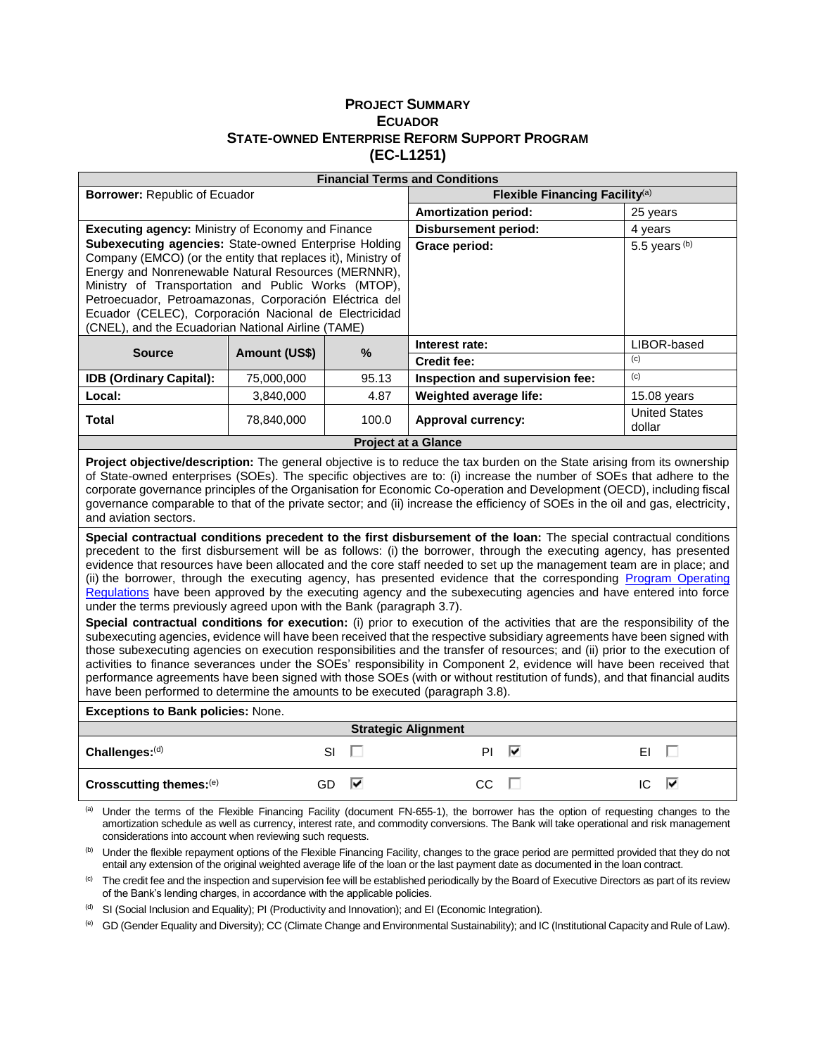# PROJECT SUMMARY
# ECUADOR
# STATE-OWNED ENTERPRISE REFORM SUPPORT PROGRAM
# (EC-L1251)

| Financial Terms and Conditions | | | | |
|---|---|---|---|---|
| **Borrower:** Republic of Ecuador | | | **Flexible Financing Facility**[(a)] | |
| | | | **Amortization period:** | 25 years |
| **Executing agency:** Ministry of Economy and Finance | | | **Disbursement period:** | 4 years |
| **Subexecuting agencies:** State-owned Enterprise Holding Company (EMCO) (or the entity that replaces it), Ministry of Energy and Nonrenewable Natural Resources (MERNNR), Ministry of Transportation and Public Works (MTOP), Petroecuador, Petroamazonas, Corporación Eléctrica del Ecuador (CELEC), Corporación Nacional de Electricidad (CNEL), and the Ecuadorian National Airline (TAME) | | | **Grace period:** | 5.5 years [(b)] |
| **Source** | **Amount (US$)** | **%** | **Interest rate:** | LIBOR-based |
| | | | **Credit fee:** | [(c)] |
| **IDB (Ordinary Capital):** | 75,000,000 | 95.13 | **Inspection and supervision fee:** | [(c)] |
| **Local:** | 3,840,000 | 4.87 | **Weighted average life:** | 15.08 years |
| **Total** | 78,840,000 | 100.0 | **Approval currency:** | United States dollar |

**Project at a Glance**

**Project objective/description:** The general objective is to reduce the tax burden on the State arising from its ownership of State-owned enterprises (SOEs). The specific objectives are to: (i) increase the number of SOEs that adhere to the corporate governance principles of the Organisation for Economic Co-operation and Development (OECD), including fiscal governance comparable to that of the private sector; and (ii) increase the efficiency of SOEs in the oil and gas, electricity, and aviation sectors.

**Special contractual conditions precedent to the first disbursement of the loan:** The special contractual conditions precedent to the first disbursement will be as follows: (i) the borrower, through the executing agency, has presented evidence that resources have been allocated and the core staff needed to set up the management team are in place; and (ii) the borrower, through the executing agency, has presented evidence that the corresponding Program Operating Regulations have been approved by the executing agency and the subexecuting agencies and have entered into force under the terms previously agreed upon with the Bank (paragraph 3.7).

**Special contractual conditions for execution:** (i) prior to execution of the activities that are the responsibility of the subexecuting agencies, evidence will have been received that the respective subsidiary agreements have been signed with those subexecuting agencies on execution responsibilities and the transfer of resources; and (ii) prior to the execution of activities to finance severances under the SOEs' responsibility in Component 2, evidence will have been received that performance agreements have been signed with those SOEs (with or without restitution of funds), and that financial audits have been performed to determine the amounts to be executed (paragraph 3.8).

**Exceptions to Bank policies:** None.

**Strategic Alignment**

| | | | |
|---|---|---|---|
| **Challenges:**[(d)] | SI ☐ | PI ☑ | EI ☐ |
| **Crosscutting themes:**[(e)] | GD ☑ | CC ☐ | IC ☑ |

[(a)] Under the terms of the Flexible Financing Facility (document FN-655-1), the borrower has the option of requesting changes to the amortization schedule as well as currency, interest rate, and commodity conversions. The Bank will take operational and risk management considerations into account when reviewing such requests.

[(b)] Under the flexible repayment options of the Flexible Financing Facility, changes to the grace period are permitted provided that they do not entail any extension of the original weighted average life of the loan or the last payment date as documented in the loan contract.

[(c)] The credit fee and the inspection and supervision fee will be established periodically by the Board of Executive Directors as part of its review of the Bank's lending charges, in accordance with the applicable policies.

[(d)] SI (Social Inclusion and Equality); PI (Productivity and Innovation); and EI (Economic Integration).

[(e)] GD (Gender Equality and Diversity); CC (Climate Change and Environmental Sustainability); and IC (Institutional Capacity and Rule of Law).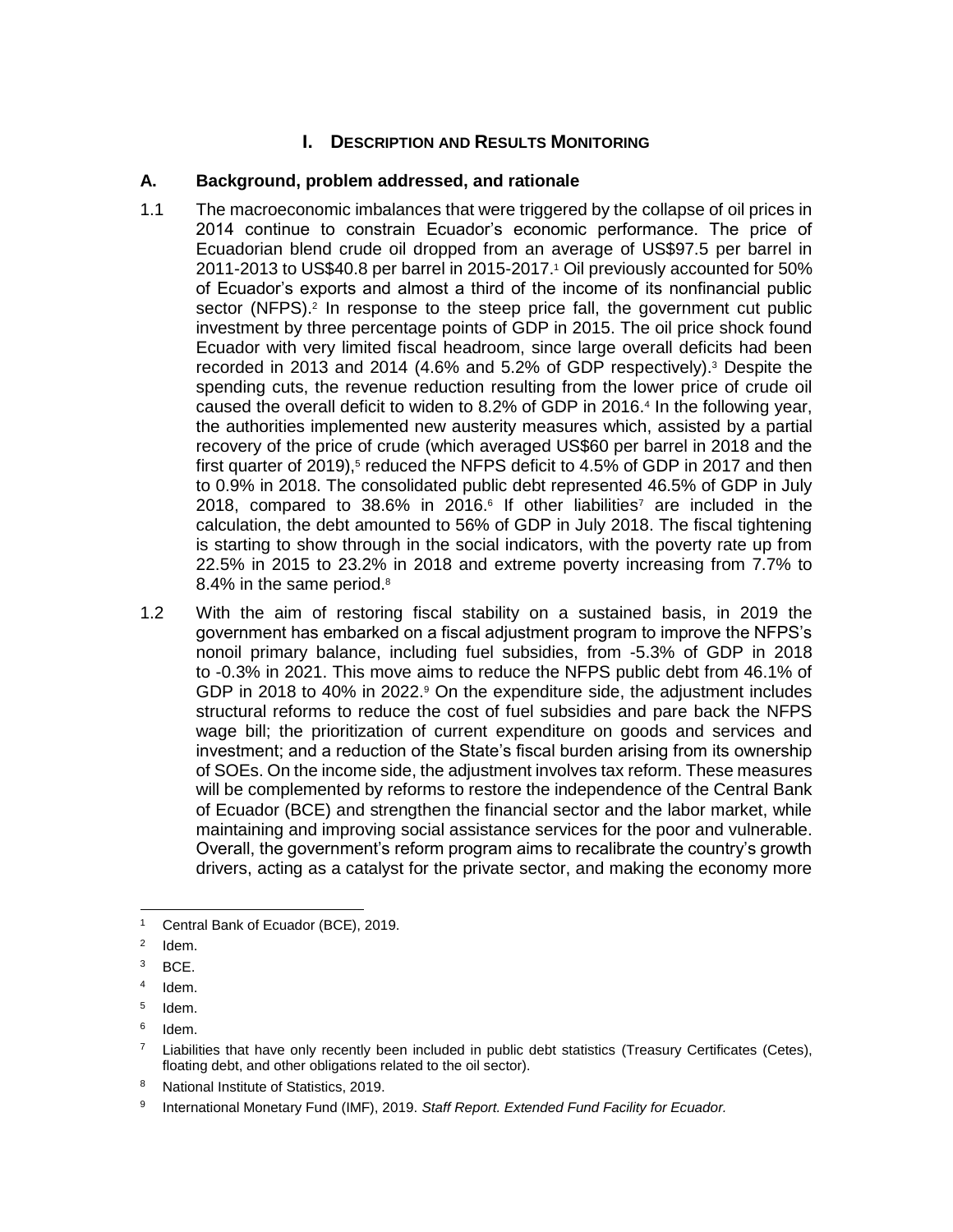# I. Description and Results Monitoring

## A. Background, problem addressed, and rationale

1.1 The macroeconomic imbalances that were triggered by the collapse of oil prices in 2014 continue to constrain Ecuador's economic performance. The price of Ecuadorian blend crude oil dropped from an average of US$97.5 per barrel in 2011-2013 to US$40.8 per barrel in 2015-2017.[1] Oil previously accounted for 50% of Ecuador's exports and almost a third of the income of its nonfinancial public sector (NFPS).[2] In response to the steep price fall, the government cut public investment by three percentage points of GDP in 2015. The oil price shock found Ecuador with very limited fiscal headroom, since large overall deficits had been recorded in 2013 and 2014 (4.6% and 5.2% of GDP respectively).[3] Despite the spending cuts, the revenue reduction resulting from the lower price of crude oil caused the overall deficit to widen to 8.2% of GDP in 2016.[4] In the following year, the authorities implemented new austerity measures which, assisted by a partial recovery of the price of crude (which averaged US$60 per barrel in 2018 and the first quarter of 2019),[5] reduced the NFPS deficit to 4.5% of GDP in 2017 and then to 0.9% in 2018. The consolidated public debt represented 46.5% of GDP in July 2018, compared to 38.6% in 2016.[6] If other liabilities[7] are included in the calculation, the debt amounted to 56% of GDP in July 2018. The fiscal tightening is starting to show through in the social indicators, with the poverty rate up from 22.5% in 2015 to 23.2% in 2018 and extreme poverty increasing from 7.7% to 8.4% in the same period.[8]

1.2 With the aim of restoring fiscal stability on a sustained basis, in 2019 the government has embarked on a fiscal adjustment program to improve the NFPS's nonoil primary balance, including fuel subsidies, from -5.3% of GDP in 2018 to -0.3% in 2021. This move aims to reduce the NFPS public debt from 46.1% of GDP in 2018 to 40% in 2022.[9] On the expenditure side, the adjustment includes structural reforms to reduce the cost of fuel subsidies and pare back the NFPS wage bill; the prioritization of current expenditure on goods and services and investment; and a reduction of the State's fiscal burden arising from its ownership of SOEs. On the income side, the adjustment involves tax reform. These measures will be complemented by reforms to restore the independence of the Central Bank of Ecuador (BCE) and strengthen the financial sector and the labor market, while maintaining and improving social assistance services for the poor and vulnerable. Overall, the government's reform program aims to recalibrate the country's growth drivers, acting as a catalyst for the private sector, and making the economy more

---

[1] Central Bank of Ecuador (BCE), 2019.

[2] Idem.

[3] BCE.

[4] Idem.

[5] Idem.

[6] Idem.

[7] Liabilities that have only recently been included in public debt statistics (Treasury Certificates (Cetes), floating debt, and other obligations related to the oil sector).

[8] National Institute of Statistics, 2019.

[9] International Monetary Fund (IMF), 2019. *Staff Report. Extended Fund Facility for Ecuador.*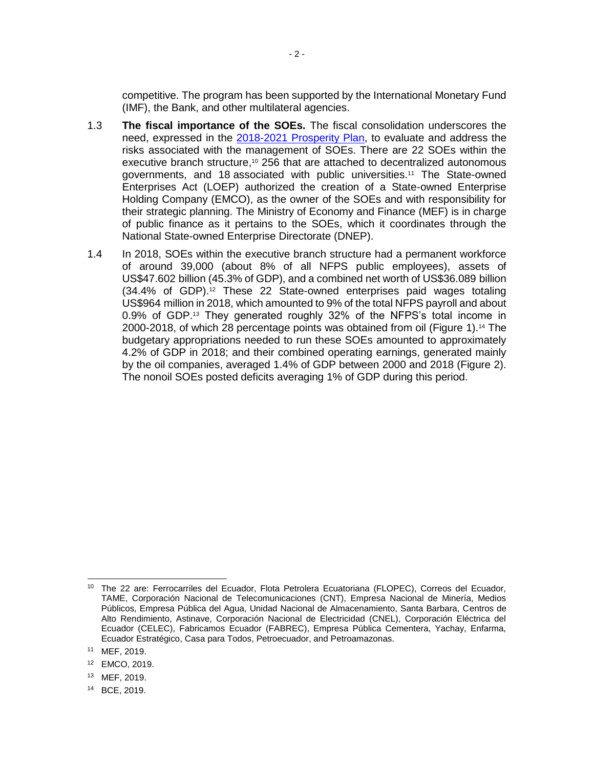competitive. The program has been supported by the International Monetary Fund (IMF), the Bank, and other multilateral agencies.

1.3 **The fiscal importance of the SOEs.** The fiscal consolidation underscores the need, expressed in the [2018-2021 Prosperity Plan](#), to evaluate and address the risks associated with the management of SOEs. There are 22 SOEs within the executive branch structure,[10] 256 that are attached to decentralized autonomous governments, and 18 associated with public universities.[11] The State-owned Enterprises Act (LOEP) authorized the creation of a State-owned Enterprise Holding Company (EMCO), as the owner of the SOEs and with responsibility for their strategic planning. The Ministry of Economy and Finance (MEF) is in charge of public finance as it pertains to the SOEs, which it coordinates through the National State-owned Enterprise Directorate (DNEP).

1.4 In 2018, SOEs within the executive branch structure had a permanent workforce of around 39,000 (about 8% of all NFPS public employees), assets of US$47.602 billion (45.3% of GDP), and a combined net worth of US$36.089 billion (34.4% of GDP).[12] These 22 State-owned enterprises paid wages totaling US$964 million in 2018, which amounted to 9% of the total NFPS payroll and about 0.9% of GDP.[13] They generated roughly 32% of the NFPS's total income in 2000-2018, of which 28 percentage points was obtained from oil (Figure 1).[14] The budgetary appropriations needed to run these SOEs amounted to approximately 4.2% of GDP in 2018; and their combined operating earnings, generated mainly by the oil companies, averaged 1.4% of GDP between 2000 and 2018 (Figure 2). The nonoil SOEs posted deficits averaging 1% of GDP during this period.

---

[10] The 22 are: Ferrocarriles del Ecuador, Flota Petrolera Ecuatoriana (FLOPEC), Correos del Ecuador, TAME, Corporación Nacional de Telecomunicaciones (CNT), Empresa Nacional de Minería, Medios Públicos, Empresa Pública del Agua, Unidad Nacional de Almacenamiento, Santa Barbara, Centros de Alto Rendimiento, Astinave, Corporación Nacional de Electricidad (CNEL), Corporación Eléctrica del Ecuador (CELEC), Fabricamos Ecuador (FABREC), Empresa Pública Cementera, Yachay, Enfarma, Ecuador Estratégico, Casa para Todos, Petroecuador, and Petroamazonas.

[11] MEF, 2019.

[12] EMCO, 2019.

[13] MEF, 2019.

[14] BCE, 2019.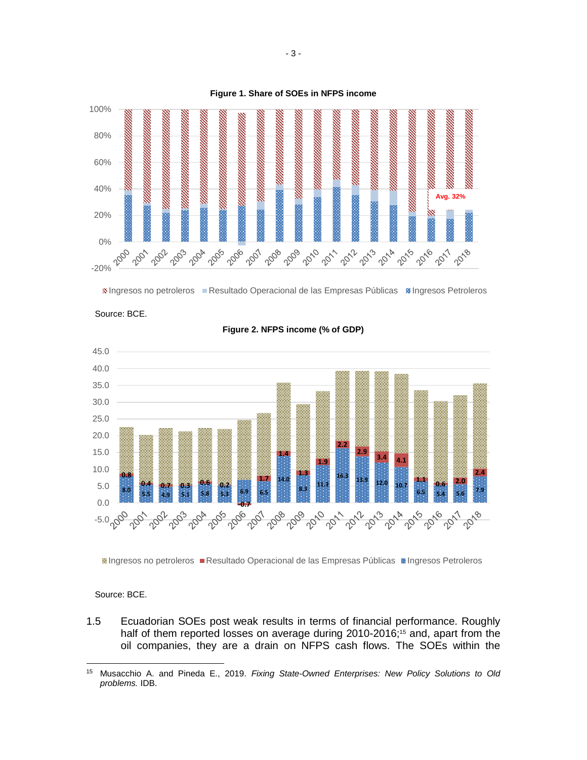**Figure 1. Share of SOEs in NFPS income**

Source: BCE.

**Figure 2. NFPS income (% of GDP)**

Source: BCE.

1.5 Ecuadorian SOEs post weak results in terms of financial performance. Roughly half of them reported losses on average during 2010-2016;[15] and, apart from the oil companies, they are a drain on NFPS cash flows. The SOEs within the

---

[15] Musacchio A. and Pineda E., 2019. *Fixing State-Owned Enterprises: New Policy Solutions to Old problems.* IDB.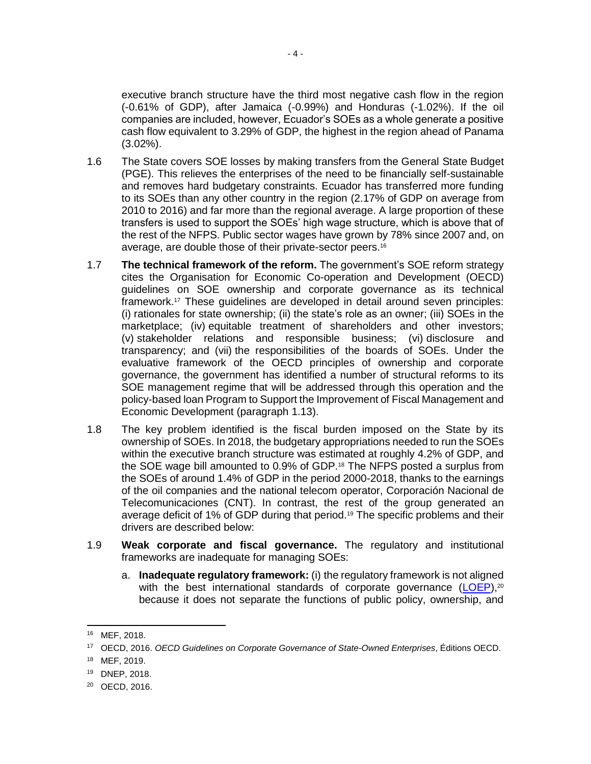executive branch structure have the third most negative cash flow in the region (-0.61% of GDP), after Jamaica (-0.99%) and Honduras (-1.02%). If the oil companies are included, however, Ecuador's SOEs as a whole generate a positive cash flow equivalent to 3.29% of GDP, the highest in the region ahead of Panama (3.02%).

1.6 The State covers SOE losses by making transfers from the General State Budget (PGE). This relieves the enterprises of the need to be financially self-sustainable and removes hard budgetary constraints. Ecuador has transferred more funding to its SOEs than any other country in the region (2.17% of GDP on average from 2010 to 2016) and far more than the regional average. A large proportion of these transfers is used to support the SOEs' high wage structure, which is above that of the rest of the NFPS. Public sector wages have grown by 78% since 2007 and, on average, are double those of their private-sector peers.[16]

1.7 **The technical framework of the reform.** The government's SOE reform strategy cites the Organisation for Economic Co-operation and Development (OECD) guidelines on SOE ownership and corporate governance as its technical framework.[17] These guidelines are developed in detail around seven principles: (i) rationales for state ownership; (ii) the state's role as an owner; (iii) SOEs in the marketplace; (iv) equitable treatment of shareholders and other investors; (v) stakeholder relations and responsible business; (vi) disclosure and transparency; and (vii) the responsibilities of the boards of SOEs. Under the evaluative framework of the OECD principles of ownership and corporate governance, the government has identified a number of structural reforms to its SOE management regime that will be addressed through this operation and the policy-based loan Program to Support the Improvement of Fiscal Management and Economic Development (paragraph 1.13).

1.8 The key problem identified is the fiscal burden imposed on the State by its ownership of SOEs. In 2018, the budgetary appropriations needed to run the SOEs within the executive branch structure was estimated at roughly 4.2% of GDP, and the SOE wage bill amounted to 0.9% of GDP.[18] The NFPS posted a surplus from the SOEs of around 1.4% of GDP in the period 2000-2018, thanks to the earnings of the oil companies and the national telecom operator, Corporación Nacional de Telecomunicaciones (CNT). In contrast, the rest of the group generated an average deficit of 1% of GDP during that period.[19] The specific problems and their drivers are described below:

1.9 **Weak corporate and fiscal governance.** The regulatory and institutional frameworks are inadequate for managing SOEs:

a. **Inadequate regulatory framework:** (i) the regulatory framework is not aligned with the best international standards of corporate governance (LOEP),[20] because it does not separate the functions of public policy, ownership, and

---

[16] MEF, 2018.

[17] OECD, 2016. *OECD Guidelines on Corporate Governance of State-Owned Enterprises*, Éditions OECD.

[18] MEF, 2019.

[19] DNEP, 2018.

[20] OECD, 2016.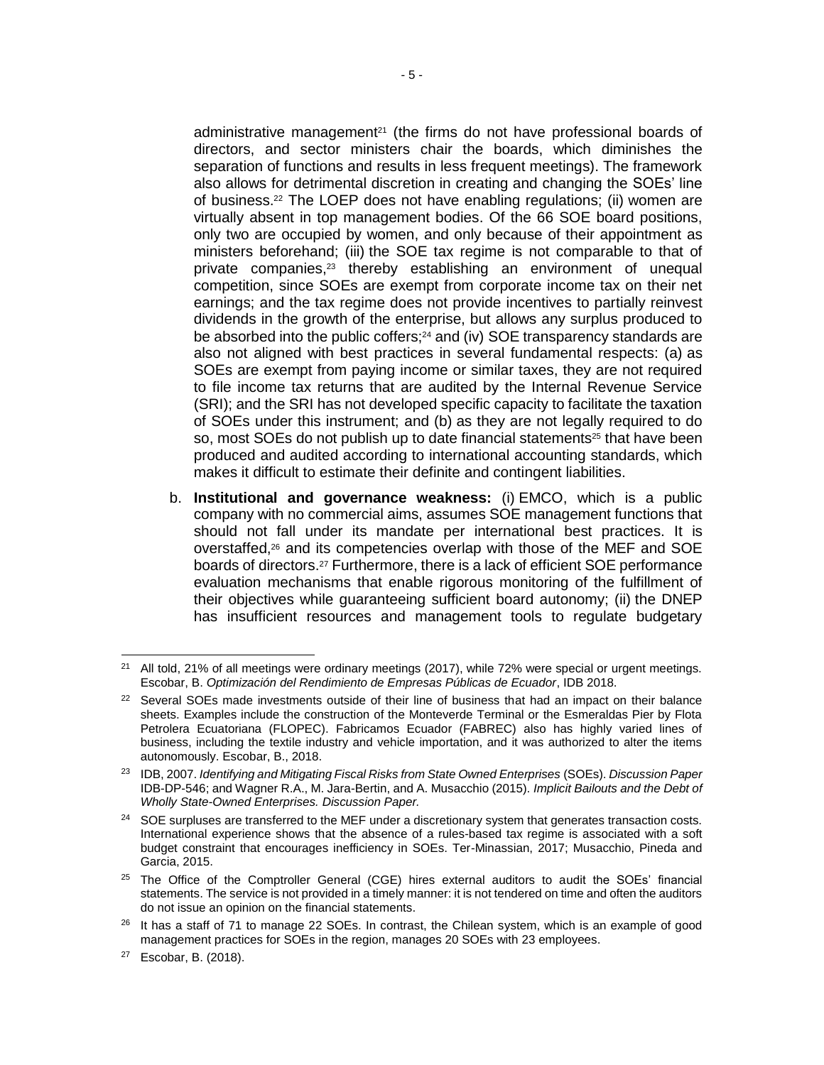administrative management[21] (the firms do not have professional boards of directors, and sector ministers chair the boards, which diminishes the separation of functions and results in less frequent meetings). The framework also allows for detrimental discretion in creating and changing the SOEs' line of business.[22] The LOEP does not have enabling regulations; (ii) women are virtually absent in top management bodies. Of the 66 SOE board positions, only two are occupied by women, and only because of their appointment as ministers beforehand; (iii) the SOE tax regime is not comparable to that of private companies,[23] thereby establishing an environment of unequal competition, since SOEs are exempt from corporate income tax on their net earnings; and the tax regime does not provide incentives to partially reinvest dividends in the growth of the enterprise, but allows any surplus produced to be absorbed into the public coffers;[24] and (iv) SOE transparency standards are also not aligned with best practices in several fundamental respects: (a) as SOEs are exempt from paying income or similar taxes, they are not required to file income tax returns that are audited by the Internal Revenue Service (SRI); and the SRI has not developed specific capacity to facilitate the taxation of SOEs under this instrument; and (b) as they are not legally required to do so, most SOEs do not publish up to date financial statements[25] that have been produced and audited according to international accounting standards, which makes it difficult to estimate their definite and contingent liabilities.

b. **Institutional and governance weakness:** (i) EMCO, which is a public company with no commercial aims, assumes SOE management functions that should not fall under its mandate per international best practices. It is overstaffed,[26] and its competencies overlap with those of the MEF and SOE boards of directors.[27] Furthermore, there is a lack of efficient SOE performance evaluation mechanisms that enable rigorous monitoring of the fulfillment of their objectives while guaranteeing sufficient board autonomy; (ii) the DNEP has insufficient resources and management tools to regulate budgetary

---

[21] All told, 21% of all meetings were ordinary meetings (2017), while 72% were special or urgent meetings. Escobar, B. *Optimización del Rendimiento de Empresas Públicas de Ecuador*, IDB 2018.

[22] Several SOEs made investments outside of their line of business that had an impact on their balance sheets. Examples include the construction of the Monteverde Terminal or the Esmeraldas Pier by Flota Petrolera Ecuatoriana (FLOPEC). Fabricamos Ecuador (FABREC) also has highly varied lines of business, including the textile industry and vehicle importation, and it was authorized to alter the items autonomously. Escobar, B., 2018.

[23] IDB, 2007. *Identifying and Mitigating Fiscal Risks from State Owned Enterprises* (SOEs). *Discussion Paper* IDB-DP-546; and Wagner R.A., M. Jara-Bertin, and A. Musacchio (2015). *Implicit Bailouts and the Debt of Wholly State-Owned Enterprises. Discussion Paper.*

[24] SOE surpluses are transferred to the MEF under a discretionary system that generates transaction costs. International experience shows that the absence of a rules-based tax regime is associated with a soft budget constraint that encourages inefficiency in SOEs. Ter-Minassian, 2017; Musacchio, Pineda and Garcia, 2015.

[25] The Office of the Comptroller General (CGE) hires external auditors to audit the SOEs' financial statements. The service is not provided in a timely manner: it is not tendered on time and often the auditors do not issue an opinion on the financial statements.

[26] It has a staff of 71 to manage 22 SOEs. In contrast, the Chilean system, which is an example of good management practices for SOEs in the region, manages 20 SOEs with 23 employees.

[27] Escobar, B. (2018).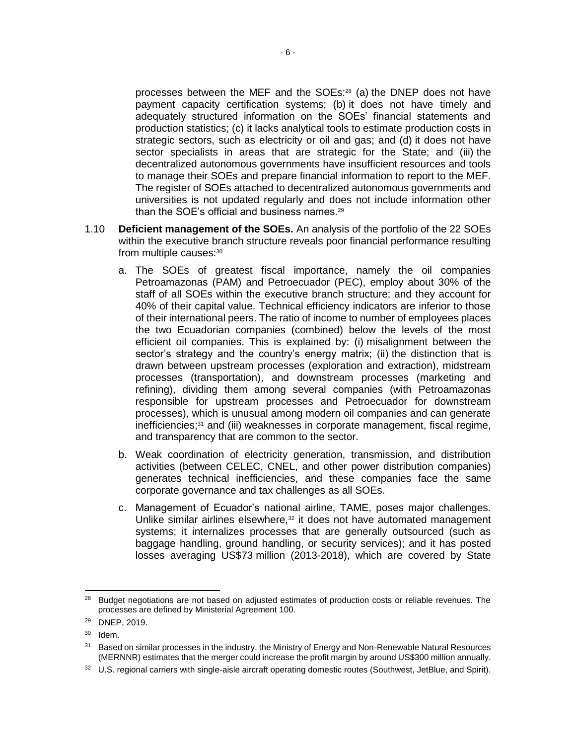processes between the MEF and the SOEs:[28] (a) the DNEP does not have payment capacity certification systems; (b) it does not have timely and adequately structured information on the SOEs' financial statements and production statistics; (c) it lacks analytical tools to estimate production costs in strategic sectors, such as electricity or oil and gas; and (d) it does not have sector specialists in areas that are strategic for the State; and (iii) the decentralized autonomous governments have insufficient resources and tools to manage their SOEs and prepare financial information to report to the MEF. The register of SOEs attached to decentralized autonomous governments and universities is not updated regularly and does not include information other than the SOE's official and business names.[29]

1.10 **Deficient management of the SOEs.** An analysis of the portfolio of the 22 SOEs within the executive branch structure reveals poor financial performance resulting from multiple causes:[30]

a. The SOEs of greatest fiscal importance, namely the oil companies Petroamazonas (PAM) and Petroecuador (PEC), employ about 30% of the staff of all SOEs within the executive branch structure; and they account for 40% of their capital value. Technical efficiency indicators are inferior to those of their international peers. The ratio of income to number of employees places the two Ecuadorian companies (combined) below the levels of the most efficient oil companies. This is explained by: (i) misalignment between the sector's strategy and the country's energy matrix; (ii) the distinction that is drawn between upstream processes (exploration and extraction), midstream processes (transportation), and downstream processes (marketing and refining), dividing them among several companies (with Petroamazonas responsible for upstream processes and Petroecuador for downstream processes), which is unusual among modern oil companies and can generate inefficiencies;[31] and (iii) weaknesses in corporate management, fiscal regime, and transparency that are common to the sector.

b. Weak coordination of electricity generation, transmission, and distribution activities (between CELEC, CNEL, and other power distribution companies) generates technical inefficiencies, and these companies face the same corporate governance and tax challenges as all SOEs.

c. Management of Ecuador's national airline, TAME, poses major challenges. Unlike similar airlines elsewhere,[32] it does not have automated management systems; it internalizes processes that are generally outsourced (such as baggage handling, ground handling, or security services); and it has posted losses averaging US$73 million (2013-2018), which are covered by State

---

[28] Budget negotiations are not based on adjusted estimates of production costs or reliable revenues. The processes are defined by Ministerial Agreement 100.

[29] DNEP, 2019.

[30] Idem.

[31] Based on similar processes in the industry, the Ministry of Energy and Non-Renewable Natural Resources (MERNNR) estimates that the merger could increase the profit margin by around US$300 million annually.

[32] U.S. regional carriers with single-aisle aircraft operating domestic routes (Southwest, JetBlue, and Spirit).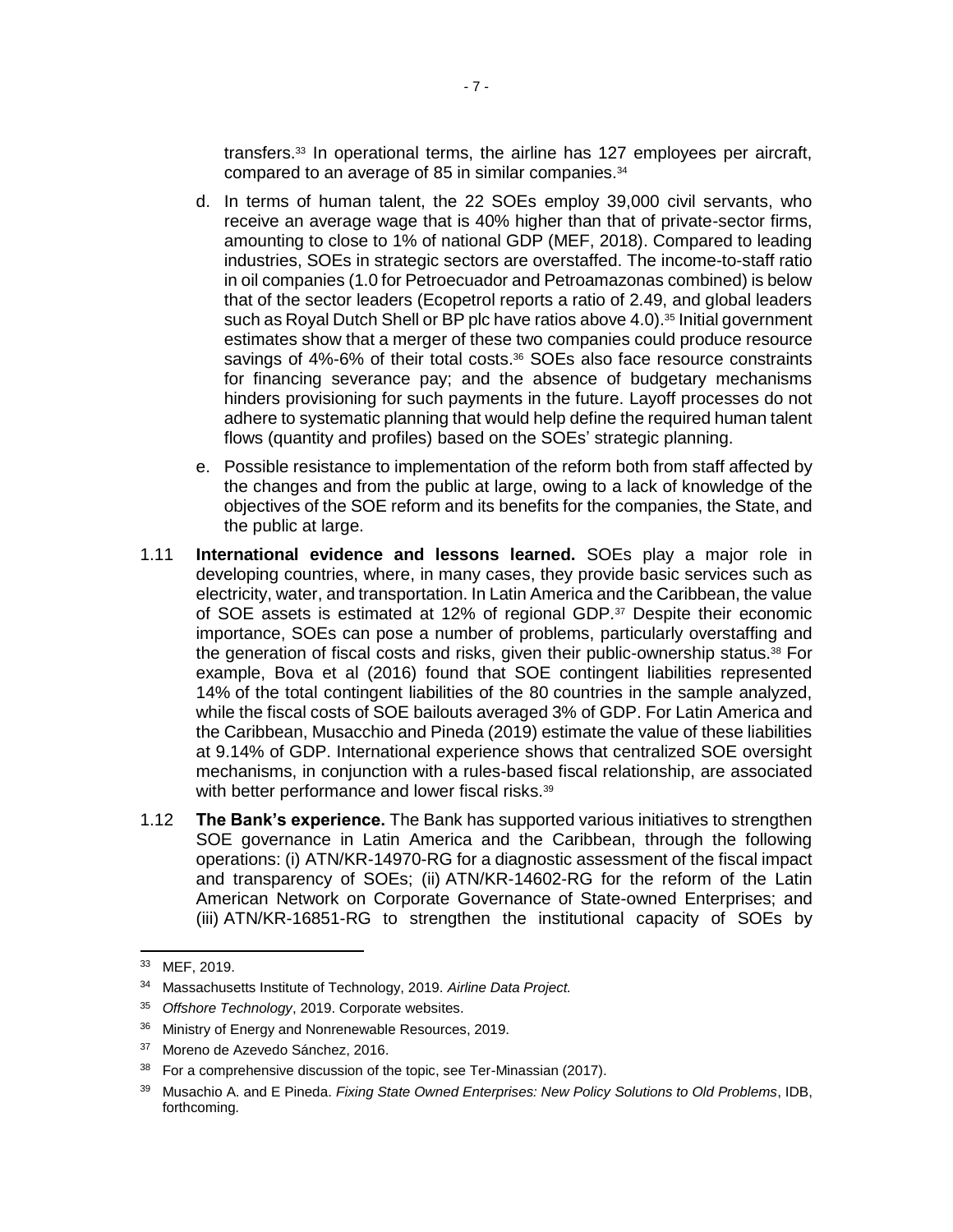transfers.[33] In operational terms, the airline has 127 employees per aircraft, compared to an average of 85 in similar companies.[34]

d. In terms of human talent, the 22 SOEs employ 39,000 civil servants, who receive an average wage that is 40% higher than that of private-sector firms, amounting to close to 1% of national GDP (MEF, 2018). Compared to leading industries, SOEs in strategic sectors are overstaffed. The income-to-staff ratio in oil companies (1.0 for Petroecuador and Petroamazonas combined) is below that of the sector leaders (Ecopetrol reports a ratio of 2.49, and global leaders such as Royal Dutch Shell or BP plc have ratios above 4.0).[35] Initial government estimates show that a merger of these two companies could produce resource savings of 4%-6% of their total costs.[36] SOEs also face resource constraints for financing severance pay; and the absence of budgetary mechanisms hinders provisioning for such payments in the future. Layoff processes do not adhere to systematic planning that would help define the required human talent flows (quantity and profiles) based on the SOEs' strategic planning.

e. Possible resistance to implementation of the reform both from staff affected by the changes and from the public at large, owing to a lack of knowledge of the objectives of the SOE reform and its benefits for the companies, the State, and the public at large.

1.11 **International evidence and lessons learned.** SOEs play a major role in developing countries, where, in many cases, they provide basic services such as electricity, water, and transportation. In Latin America and the Caribbean, the value of SOE assets is estimated at 12% of regional GDP.[37] Despite their economic importance, SOEs can pose a number of problems, particularly overstaffing and the generation of fiscal costs and risks, given their public-ownership status.[38] For example, Bova et al (2016) found that SOE contingent liabilities represented 14% of the total contingent liabilities of the 80 countries in the sample analyzed, while the fiscal costs of SOE bailouts averaged 3% of GDP. For Latin America and the Caribbean, Musacchio and Pineda (2019) estimate the value of these liabilities at 9.14% of GDP. International experience shows that centralized SOE oversight mechanisms, in conjunction with a rules-based fiscal relationship, are associated with better performance and lower fiscal risks.[39]

1.12 **The Bank's experience.** The Bank has supported various initiatives to strengthen SOE governance in Latin America and the Caribbean, through the following operations: (i) ATN/KR-14970-RG for a diagnostic assessment of the fiscal impact and transparency of SOEs; (ii) ATN/KR-14602-RG for the reform of the Latin American Network on Corporate Governance of State-owned Enterprises; and (iii) ATN/KR-16851-RG to strengthen the institutional capacity of SOEs by

---

[33] MEF, 2019.

[34] Massachusetts Institute of Technology, 2019. *Airline Data Project.*

[35] *Offshore Technology*, 2019. Corporate websites.

[36] Ministry of Energy and Nonrenewable Resources, 2019.

[37] Moreno de Azevedo Sánchez, 2016.

[38] For a comprehensive discussion of the topic, see Ter-Minassian (2017).

[39] Musachio A. and E Pineda. *Fixing State Owned Enterprises: New Policy Solutions to Old Problems*, IDB, forthcoming.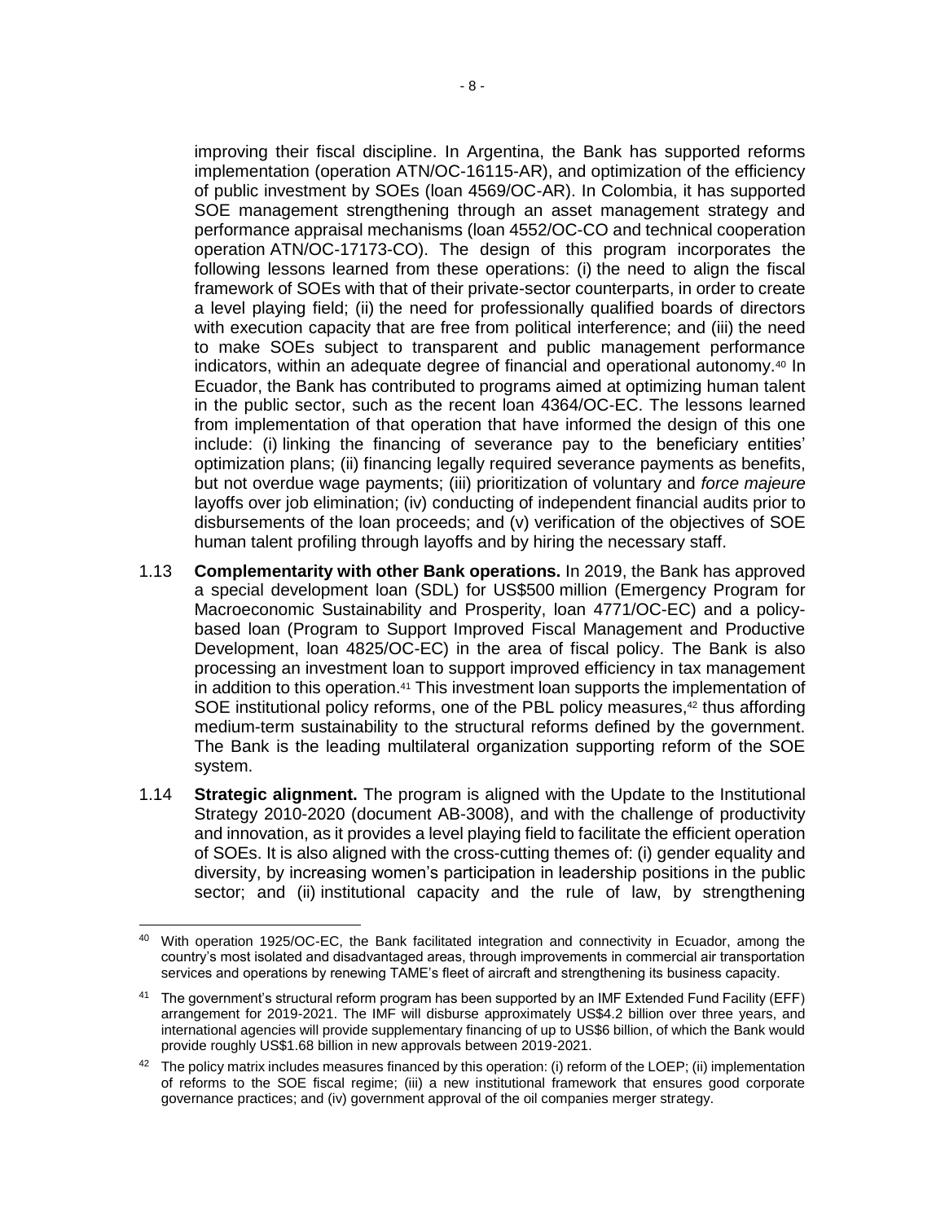improving their fiscal discipline. In Argentina, the Bank has supported reforms implementation (operation ATN/OC-16115-AR), and optimization of the efficiency of public investment by SOEs (loan 4569/OC-AR). In Colombia, it has supported SOE management strengthening through an asset management strategy and performance appraisal mechanisms (loan 4552/OC-CO and technical cooperation operation ATN/OC-17173-CO). The design of this program incorporates the following lessons learned from these operations: (i) the need to align the fiscal framework of SOEs with that of their private-sector counterparts, in order to create a level playing field; (ii) the need for professionally qualified boards of directors with execution capacity that are free from political interference; and (iii) the need to make SOEs subject to transparent and public management performance indicators, within an adequate degree of financial and operational autonomy.[40] In Ecuador, the Bank has contributed to programs aimed at optimizing human talent in the public sector, such as the recent loan 4364/OC-EC. The lessons learned from implementation of that operation that have informed the design of this one include: (i) linking the financing of severance pay to the beneficiary entities' optimization plans; (ii) financing legally required severance payments as benefits, but not overdue wage payments; (iii) prioritization of voluntary and *force majeure* layoffs over job elimination; (iv) conducting of independent financial audits prior to disbursements of the loan proceeds; and (v) verification of the objectives of SOE human talent profiling through layoffs and by hiring the necessary staff.

1.13 **Complementarity with other Bank operations.** In 2019, the Bank has approved a special development loan (SDL) for US$500 million (Emergency Program for Macroeconomic Sustainability and Prosperity, loan 4771/OC-EC) and a policy-based loan (Program to Support Improved Fiscal Management and Productive Development, loan 4825/OC-EC) in the area of fiscal policy. The Bank is also processing an investment loan to support improved efficiency in tax management in addition to this operation.[41] This investment loan supports the implementation of SOE institutional policy reforms, one of the PBL policy measures,[42] thus affording medium-term sustainability to the structural reforms defined by the government. The Bank is the leading multilateral organization supporting reform of the SOE system.

1.14 **Strategic alignment.** The program is aligned with the Update to the Institutional Strategy 2010-2020 (document AB-3008), and with the challenge of productivity and innovation, as it provides a level playing field to facilitate the efficient operation of SOEs. It is also aligned with the cross-cutting themes of: (i) gender equality and diversity, by increasing women's participation in leadership positions in the public sector; and (ii) institutional capacity and the rule of law, by strengthening

---

[40] With operation 1925/OC-EC, the Bank facilitated integration and connectivity in Ecuador, among the country's most isolated and disadvantaged areas, through improvements in commercial air transportation services and operations by renewing TAME's fleet of aircraft and strengthening its business capacity.

[41] The government's structural reform program has been supported by an IMF Extended Fund Facility (EFF) arrangement for 2019-2021. The IMF will disburse approximately US$4.2 billion over three years, and international agencies will provide supplementary financing of up to US$6 billion, of which the Bank would provide roughly US$1.68 billion in new approvals between 2019-2021.

[42] The policy matrix includes measures financed by this operation: (i) reform of the LOEP; (ii) implementation of reforms to the SOE fiscal regime; (iii) a new institutional framework that ensures good corporate governance practices; and (iv) government approval of the oil companies merger strategy.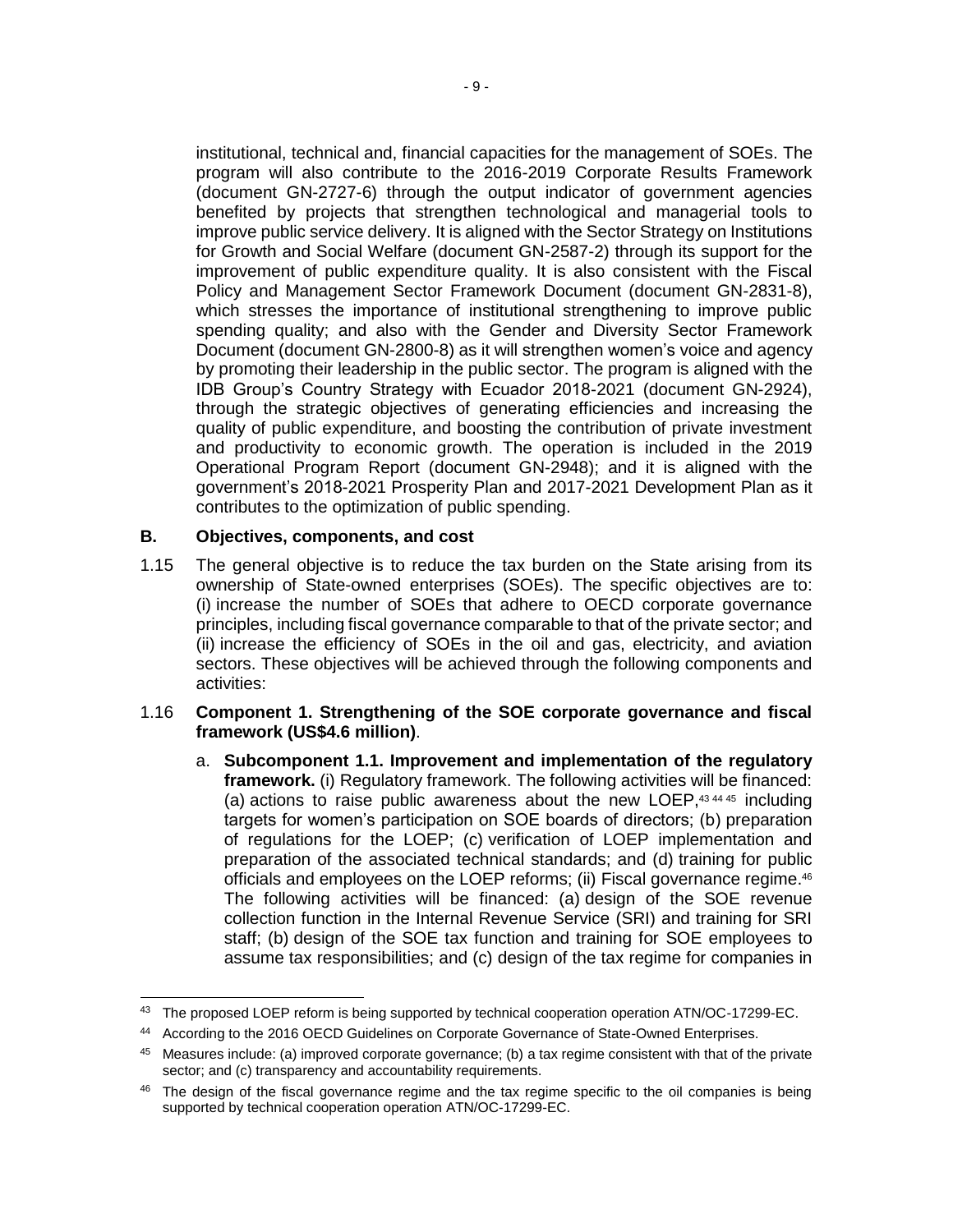institutional, technical and, financial capacities for the management of SOEs. The program will also contribute to the 2016-2019 Corporate Results Framework (document GN-2727-6) through the output indicator of government agencies benefited by projects that strengthen technological and managerial tools to improve public service delivery. It is aligned with the Sector Strategy on Institutions for Growth and Social Welfare (document GN-2587-2) through its support for the improvement of public expenditure quality. It is also consistent with the Fiscal Policy and Management Sector Framework Document (document GN-2831-8), which stresses the importance of institutional strengthening to improve public spending quality; and also with the Gender and Diversity Sector Framework Document (document GN-2800-8) as it will strengthen women's voice and agency by promoting their leadership in the public sector. The program is aligned with the IDB Group's Country Strategy with Ecuador 2018-2021 (document GN-2924), through the strategic objectives of generating efficiencies and increasing the quality of public expenditure, and boosting the contribution of private investment and productivity to economic growth. The operation is included in the 2019 Operational Program Report (document GN-2948); and it is aligned with the government's 2018-2021 Prosperity Plan and 2017-2021 Development Plan as it contributes to the optimization of public spending.

## B. Objectives, components, and cost

1.15 The general objective is to reduce the tax burden on the State arising from its ownership of State-owned enterprises (SOEs). The specific objectives are to: (i) increase the number of SOEs that adhere to OECD corporate governance principles, including fiscal governance comparable to that of the private sector; and (ii) increase the efficiency of SOEs in the oil and gas, electricity, and aviation sectors. These objectives will be achieved through the following components and activities:

1.16 **Component 1. Strengthening of the SOE corporate governance and fiscal framework (US$4.6 million)**.

a. **Subcomponent 1.1. Improvement and implementation of the regulatory framework.** (i) Regulatory framework. The following activities will be financed: (a) actions to raise public awareness about the new LOEP,[43] [44] [45] including targets for women's participation on SOE boards of directors; (b) preparation of regulations for the LOEP; (c) verification of LOEP implementation and preparation of the associated technical standards; and (d) training for public officials and employees on the LOEP reforms; (ii) Fiscal governance regime.[46] The following activities will be financed: (a) design of the SOE revenue collection function in the Internal Revenue Service (SRI) and training for SRI staff; (b) design of the SOE tax function and training for SOE employees to assume tax responsibilities; and (c) design of the tax regime for companies in

---

[43] The proposed LOEP reform is being supported by technical cooperation operation ATN/OC-17299-EC.

[44] According to the 2016 OECD Guidelines on Corporate Governance of State-Owned Enterprises.

[45] Measures include: (a) improved corporate governance; (b) a tax regime consistent with that of the private sector; and (c) transparency and accountability requirements.

[46] The design of the fiscal governance regime and the tax regime specific to the oil companies is being supported by technical cooperation operation ATN/OC-17299-EC.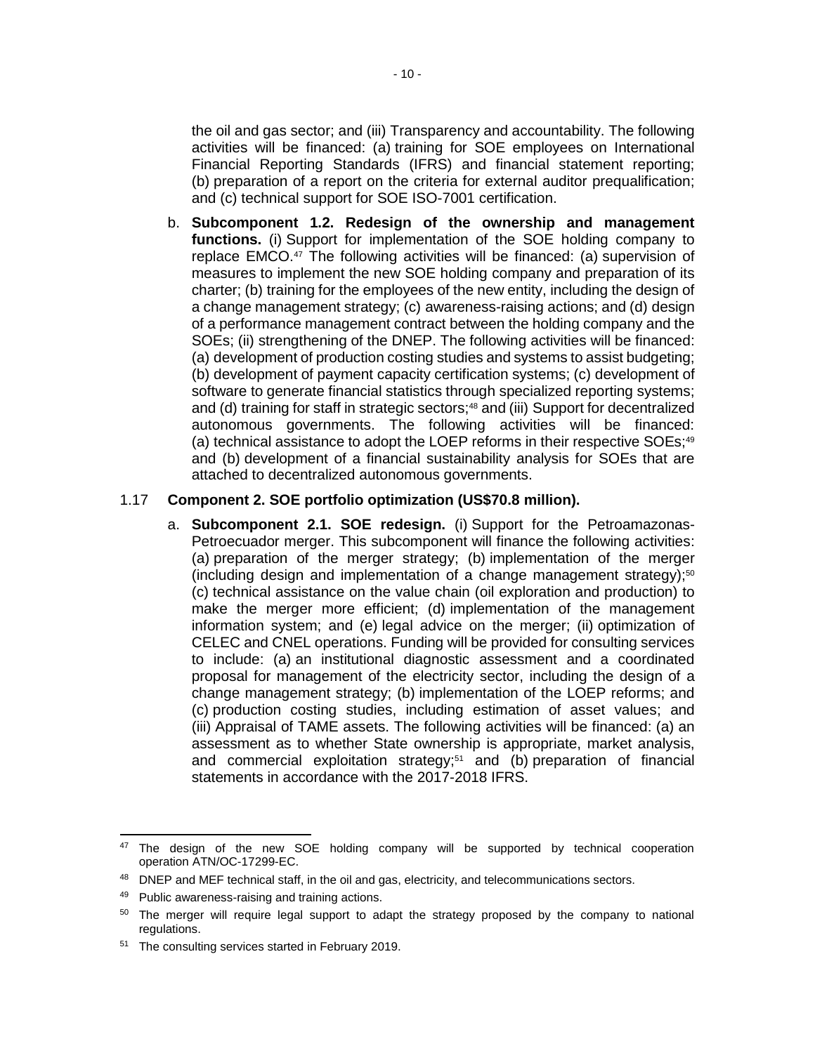the oil and gas sector; and (iii) Transparency and accountability. The following activities will be financed: (a) training for SOE employees on International Financial Reporting Standards (IFRS) and financial statement reporting; (b) preparation of a report on the criteria for external auditor prequalification; and (c) technical support for SOE ISO-7001 certification.

b. **Subcomponent 1.2. Redesign of the ownership and management functions.** (i) Support for implementation of the SOE holding company to replace EMCO.[47] The following activities will be financed: (a) supervision of measures to implement the new SOE holding company and preparation of its charter; (b) training for the employees of the new entity, including the design of a change management strategy; (c) awareness-raising actions; and (d) design of a performance management contract between the holding company and the SOEs; (ii) strengthening of the DNEP. The following activities will be financed: (a) development of production costing studies and systems to assist budgeting; (b) development of payment capacity certification systems; (c) development of software to generate financial statistics through specialized reporting systems; and (d) training for staff in strategic sectors;[48] and (iii) Support for decentralized autonomous governments. The following activities will be financed: (a) technical assistance to adopt the LOEP reforms in their respective SOEs;[49] and (b) development of a financial sustainability analysis for SOEs that are attached to decentralized autonomous governments.

1.17 **Component 2. SOE portfolio optimization (US$70.8 million).**

a. **Subcomponent 2.1. SOE redesign.** (i) Support for the Petroamazonas-Petroecuador merger. This subcomponent will finance the following activities: (a) preparation of the merger strategy; (b) implementation of the merger (including design and implementation of a change management strategy);[50] (c) technical assistance on the value chain (oil exploration and production) to make the merger more efficient; (d) implementation of the management information system; and (e) legal advice on the merger; (ii) optimization of CELEC and CNEL operations. Funding will be provided for consulting services to include: (a) an institutional diagnostic assessment and a coordinated proposal for management of the electricity sector, including the design of a change management strategy; (b) implementation of the LOEP reforms; and (c) production costing studies, including estimation of asset values; and (iii) Appraisal of TAME assets. The following activities will be financed: (a) an assessment as to whether State ownership is appropriate, market analysis, and commercial exploitation strategy;[51] and (b) preparation of financial statements in accordance with the 2017-2018 IFRS.

---

[47] The design of the new SOE holding company will be supported by technical cooperation operation ATN/OC-17299-EC.

[48] DNEP and MEF technical staff, in the oil and gas, electricity, and telecommunications sectors.

[49] Public awareness-raising and training actions.

[50] The merger will require legal support to adapt the strategy proposed by the company to national regulations.

[51] The consulting services started in February 2019.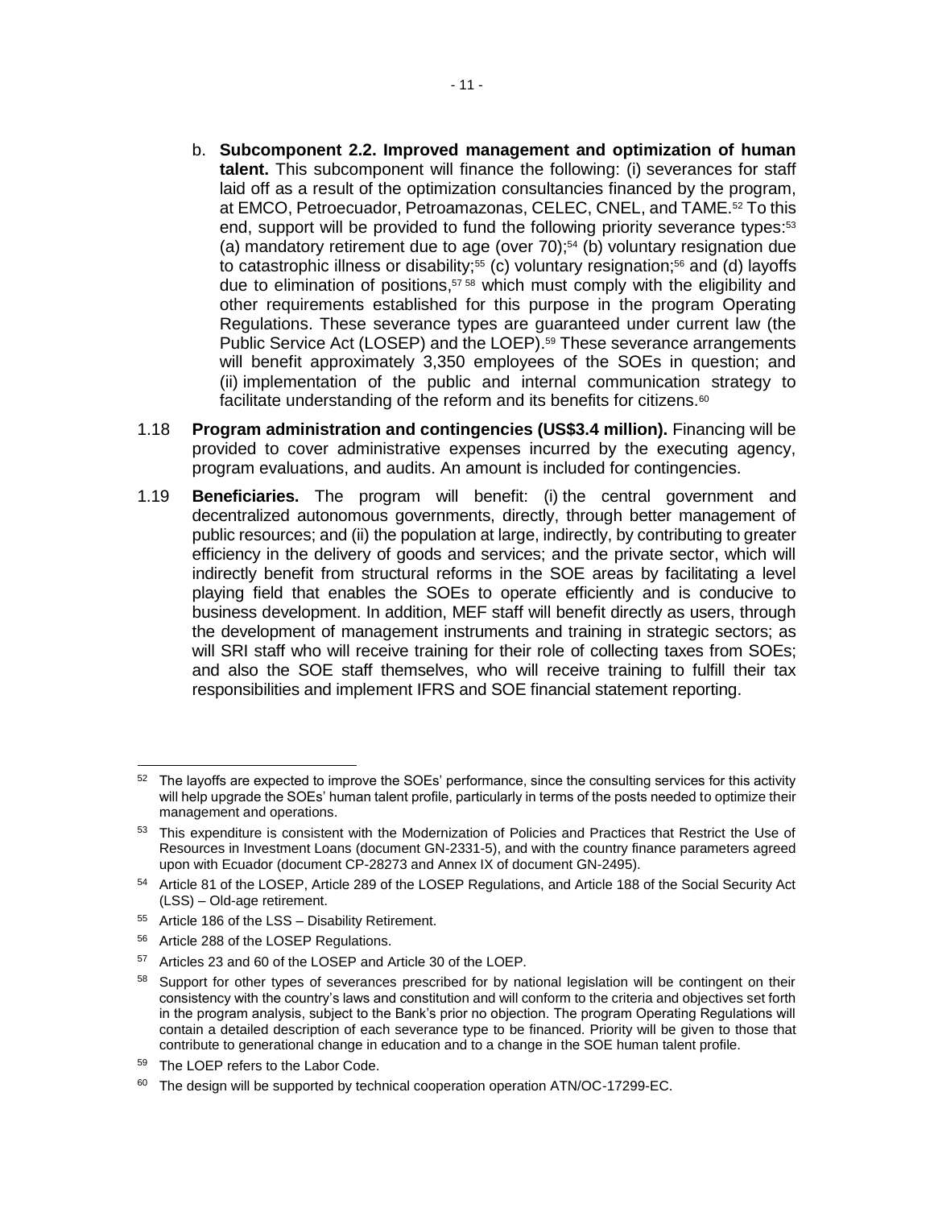b. **Subcomponent 2.2. Improved management and optimization of human talent.** This subcomponent will finance the following: (i) severances for staff laid off as a result of the optimization consultancies financed by the program, at EMCO, Petroecuador, Petroamazonas, CELEC, CNEL, and TAME.[52] To this end, support will be provided to fund the following priority severance types:[53] (a) mandatory retirement due to age (over 70);[54] (b) voluntary resignation due to catastrophic illness or disability;[55] (c) voluntary resignation;[56] and (d) layoffs due to elimination of positions,[57] [58] which must comply with the eligibility and other requirements established for this purpose in the program Operating Regulations. These severance types are guaranteed under current law (the Public Service Act (LOSEP) and the LOEP).[59] These severance arrangements will benefit approximately 3,350 employees of the SOEs in question; and (ii) implementation of the public and internal communication strategy to facilitate understanding of the reform and its benefits for citizens.[60]

1.18 **Program administration and contingencies (US$3.4 million).** Financing will be provided to cover administrative expenses incurred by the executing agency, program evaluations, and audits. An amount is included for contingencies.

1.19 **Beneficiaries.** The program will benefit: (i) the central government and decentralized autonomous governments, directly, through better management of public resources; and (ii) the population at large, indirectly, by contributing to greater efficiency in the delivery of goods and services; and the private sector, which will indirectly benefit from structural reforms in the SOE areas by facilitating a level playing field that enables the SOEs to operate efficiently and is conducive to business development. In addition, MEF staff will benefit directly as users, through the development of management instruments and training in strategic sectors; as will SRI staff who will receive training for their role of collecting taxes from SOEs; and also the SOE staff themselves, who will receive training to fulfill their tax responsibilities and implement IFRS and SOE financial statement reporting.

---

[52] The layoffs are expected to improve the SOEs' performance, since the consulting services for this activity will help upgrade the SOEs' human talent profile, particularly in terms of the posts needed to optimize their management and operations.

[53] This expenditure is consistent with the Modernization of Policies and Practices that Restrict the Use of Resources in Investment Loans (document GN-2331-5), and with the country finance parameters agreed upon with Ecuador (document CP-28273 and Annex IX of document GN-2495).

[54] Article 81 of the LOSEP, Article 289 of the LOSEP Regulations, and Article 188 of the Social Security Act (LSS) – Old-age retirement.

[55] Article 186 of the LSS – Disability Retirement.

[56] Article 288 of the LOSEP Regulations.

[57] Articles 23 and 60 of the LOSEP and Article 30 of the LOEP.

[58] Support for other types of severances prescribed for by national legislation will be contingent on their consistency with the country's laws and constitution and will conform to the criteria and objectives set forth in the program analysis, subject to the Bank's prior no objection. The program Operating Regulations will contain a detailed description of each severance type to be financed. Priority will be given to those that contribute to generational change in education and to a change in the SOE human talent profile.

[59] The LOEP refers to the Labor Code.

[60] The design will be supported by technical cooperation operation ATN/OC-17299-EC.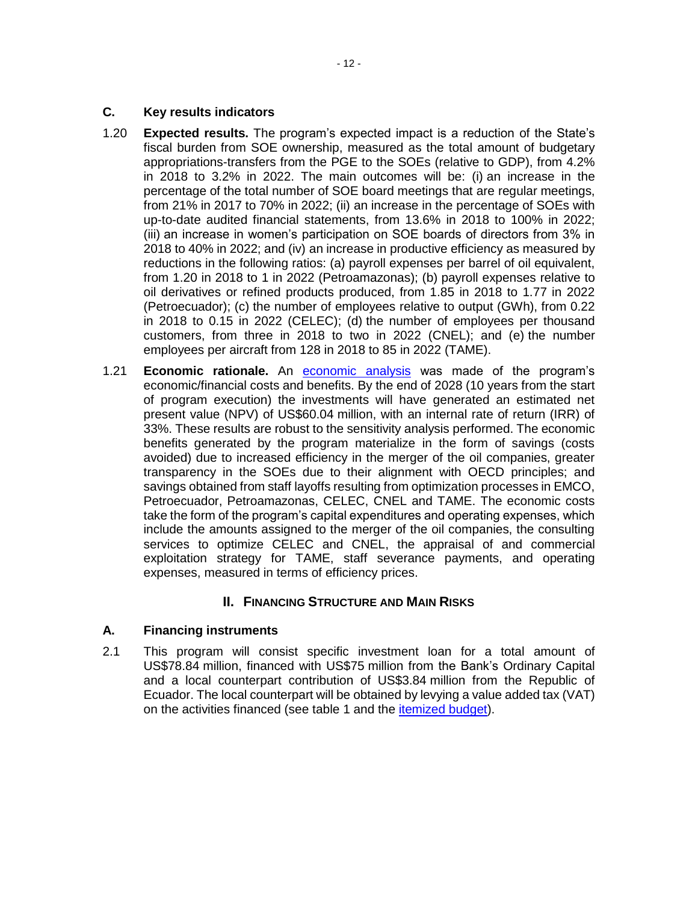### C. Key results indicators

1.20 **Expected results.** The program's expected impact is a reduction of the State's fiscal burden from SOE ownership, measured as the total amount of budgetary appropriations-transfers from the PGE to the SOEs (relative to GDP), from 4.2% in 2018 to 3.2% in 2022. The main outcomes will be: (i) an increase in the percentage of the total number of SOE board meetings that are regular meetings, from 21% in 2017 to 70% in 2022; (ii) an increase in the percentage of SOEs with up-to-date audited financial statements, from 13.6% in 2018 to 100% in 2022; (iii) an increase in women's participation on SOE boards of directors from 3% in 2018 to 40% in 2022; and (iv) an increase in productive efficiency as measured by reductions in the following ratios: (a) payroll expenses per barrel of oil equivalent, from 1.20 in 2018 to 1 in 2022 (Petroamazonas); (b) payroll expenses relative to oil derivatives or refined products produced, from 1.85 in 2018 to 1.77 in 2022 (Petroecuador); (c) the number of employees relative to output (GWh), from 0.22 in 2018 to 0.15 in 2022 (CELEC); (d) the number of employees per thousand customers, from three in 2018 to two in 2022 (CNEL); and (e) the number employees per aircraft from 128 in 2018 to 85 in 2022 (TAME).

1.21 **Economic rationale.** An economic analysis was made of the program's economic/financial costs and benefits. By the end of 2028 (10 years from the start of program execution) the investments will have generated an estimated net present value (NPV) of US$60.04 million, with an internal rate of return (IRR) of 33%. These results are robust to the sensitivity analysis performed. The economic benefits generated by the program materialize in the form of savings (costs avoided) due to increased efficiency in the merger of the oil companies, greater transparency in the SOEs due to their alignment with OECD principles; and savings obtained from staff layoffs resulting from optimization processes in EMCO, Petroecuador, Petroamazonas, CELEC, CNEL and TAME. The economic costs take the form of the program's capital expenditures and operating expenses, which include the amounts assigned to the merger of the oil companies, the consulting services to optimize CELEC and CNEL, the appraisal of and commercial exploitation strategy for TAME, staff severance payments, and operating expenses, measured in terms of efficiency prices.

## II. Financing Structure and Main Risks

### A. Financing instruments

2.1 This program will consist specific investment loan for a total amount of US$78.84 million, financed with US$75 million from the Bank's Ordinary Capital and a local counterpart contribution of US$3.84 million from the Republic of Ecuador. The local counterpart will be obtained by levying a value added tax (VAT) on the activities financed (see table 1 and the itemized budget).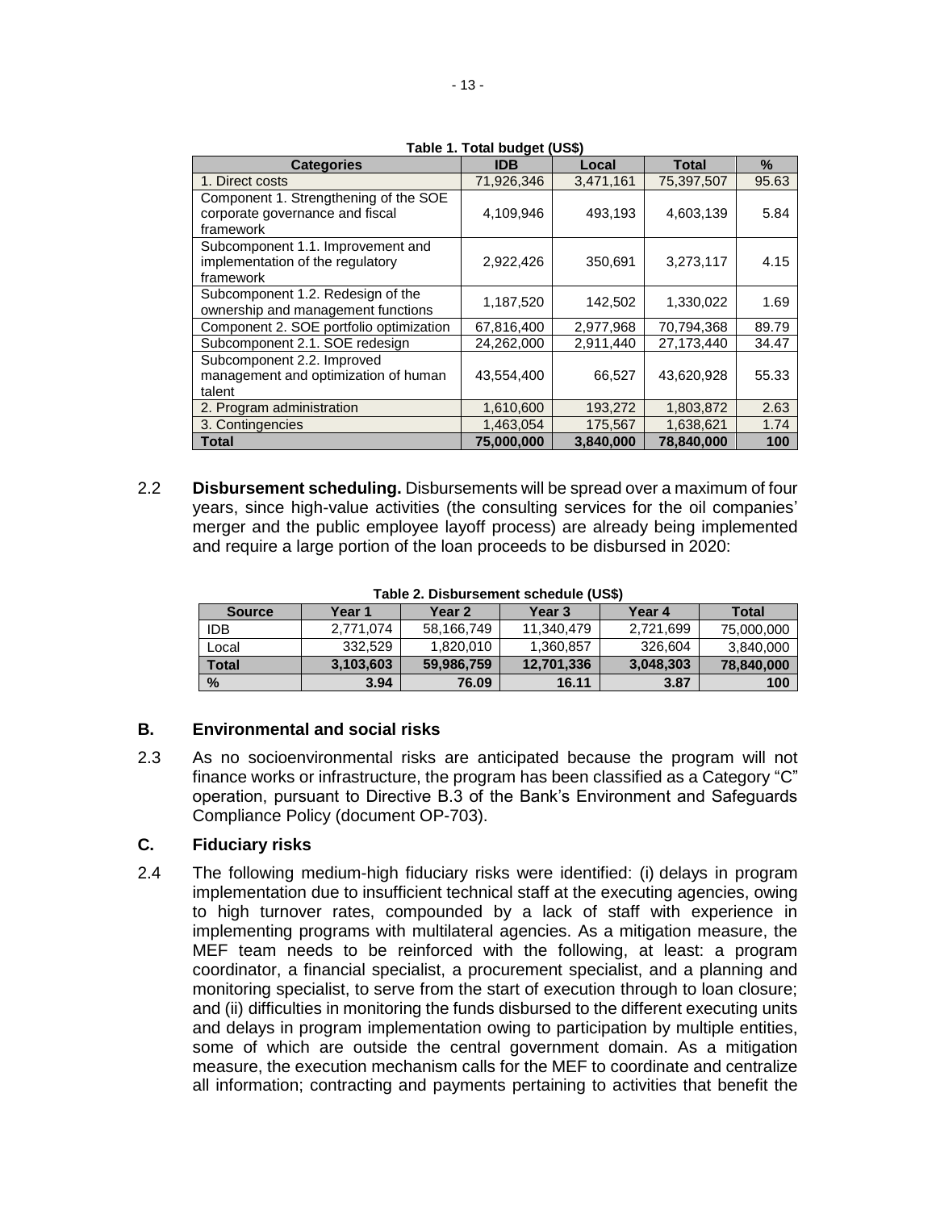**Table 1. Total budget (US$)**

| Categories | IDB | Local | Total | % |
|---|---|---|---|---|
| 1. Direct costs | 71,926,346 | 3,471,161 | 75,397,507 | 95.63 |
| Component 1. Strengthening of the SOE corporate governance and fiscal framework | 4,109,946 | 493,193 | 4,603,139 | 5.84 |
| Subcomponent 1.1. Improvement and implementation of the regulatory framework | 2,922,426 | 350,691 | 3,273,117 | 4.15 |
| Subcomponent 1.2. Redesign of the ownership and management functions | 1,187,520 | 142,502 | 1,330,022 | 1.69 |
| Component 2. SOE portfolio optimization | 67,816,400 | 2,977,968 | 70,794,368 | 89.79 |
| Subcomponent 2.1. SOE redesign | 24,262,000 | 2,911,440 | 27,173,440 | 34.47 |
| Subcomponent 2.2. Improved management and optimization of human talent | 43,554,400 | 66,527 | 43,620,928 | 55.33 |
| 2. Program administration | 1,610,600 | 193,272 | 1,803,872 | 2.63 |
| 3. Contingencies | 1,463,054 | 175,567 | 1,638,621 | 1.74 |
| **Total** | **75,000,000** | **3,840,000** | **78,840,000** | **100** |

2.2 **Disbursement scheduling.** Disbursements will be spread over a maximum of four years, since high-value activities (the consulting services for the oil companies' merger and the public employee layoff process) are already being implemented and require a large portion of the loan proceeds to be disbursed in 2020:

**Table 2. Disbursement schedule (US$)**

| Source | Year 1 | Year 2 | Year 3 | Year 4 | Total |
|---|---|---|---|---|---|
| IDB | 2,771,074 | 58,166,749 | 11,340,479 | 2,721,699 | 75,000,000 |
| Local | 332,529 | 1,820,010 | 1,360,857 | 326,604 | 3,840,000 |
| **Total** | **3,103,603** | **59,986,759** | **12,701,336** | **3,048,303** | **78,840,000** |
| **%** | **3.94** | **76.09** | **16.11** | **3.87** | **100** |

### B. Environmental and social risks

2.3 As no socioenvironmental risks are anticipated because the program will not finance works or infrastructure, the program has been classified as a Category "C" operation, pursuant to Directive B.3 of the Bank's Environment and Safeguards Compliance Policy (document OP-703).

### C. Fiduciary risks

2.4 The following medium-high fiduciary risks were identified: (i) delays in program implementation due to insufficient technical staff at the executing agencies, owing to high turnover rates, compounded by a lack of staff with experience in implementing programs with multilateral agencies. As a mitigation measure, the MEF team needs to be reinforced with the following, at least: a program coordinator, a financial specialist, a procurement specialist, and a planning and monitoring specialist, to serve from the start of execution through to loan closure; and (ii) difficulties in monitoring the funds disbursed to the different executing units and delays in program implementation owing to participation by multiple entities, some of which are outside the central government domain. As a mitigation measure, the execution mechanism calls for the MEF to coordinate and centralize all information; contracting and payments pertaining to activities that benefit the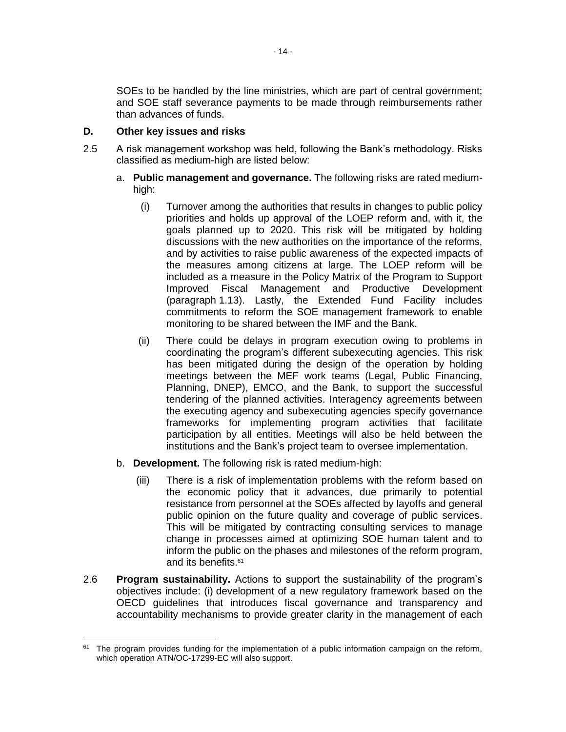SOEs to be handled by the line ministries, which are part of central government; and SOE staff severance payments to be made through reimbursements rather than advances of funds.

### D. Other key issues and risks

2.5 A risk management workshop was held, following the Bank's methodology. Risks classified as medium-high are listed below:

a. **Public management and governance.** The following risks are rated medium-high:

(i) Turnover among the authorities that results in changes to public policy priorities and holds up approval of the LOEP reform and, with it, the goals planned up to 2020. This risk will be mitigated by holding discussions with the new authorities on the importance of the reforms, and by activities to raise public awareness of the expected impacts of the measures among citizens at large. The LOEP reform will be included as a measure in the Policy Matrix of the Program to Support Improved Fiscal Management and Productive Development (paragraph 1.13). Lastly, the Extended Fund Facility includes commitments to reform the SOE management framework to enable monitoring to be shared between the IMF and the Bank.

(ii) There could be delays in program execution owing to problems in coordinating the program's different subexecuting agencies. This risk has been mitigated during the design of the operation by holding meetings between the MEF work teams (Legal, Public Financing, Planning, DNEP), EMCO, and the Bank, to support the successful tendering of the planned activities. Interagency agreements between the executing agency and subexecuting agencies specify governance frameworks for implementing program activities that facilitate participation by all entities. Meetings will also be held between the institutions and the Bank's project team to oversee implementation.

b. **Development.** The following risk is rated medium-high:

(iii) There is a risk of implementation problems with the reform based on the economic policy that it advances, due primarily to potential resistance from personnel at the SOEs affected by layoffs and general public opinion on the future quality and coverage of public services. This will be mitigated by contracting consulting services to manage change in processes aimed at optimizing SOE human talent and to inform the public on the phases and milestones of the reform program, and its benefits.[61]

2.6 **Program sustainability.** Actions to support the sustainability of the program's objectives include: (i) development of a new regulatory framework based on the OECD guidelines that introduces fiscal governance and transparency and accountability mechanisms to provide greater clarity in the management of each

---

[61] The program provides funding for the implementation of a public information campaign on the reform, which operation ATN/OC-17299-EC will also support.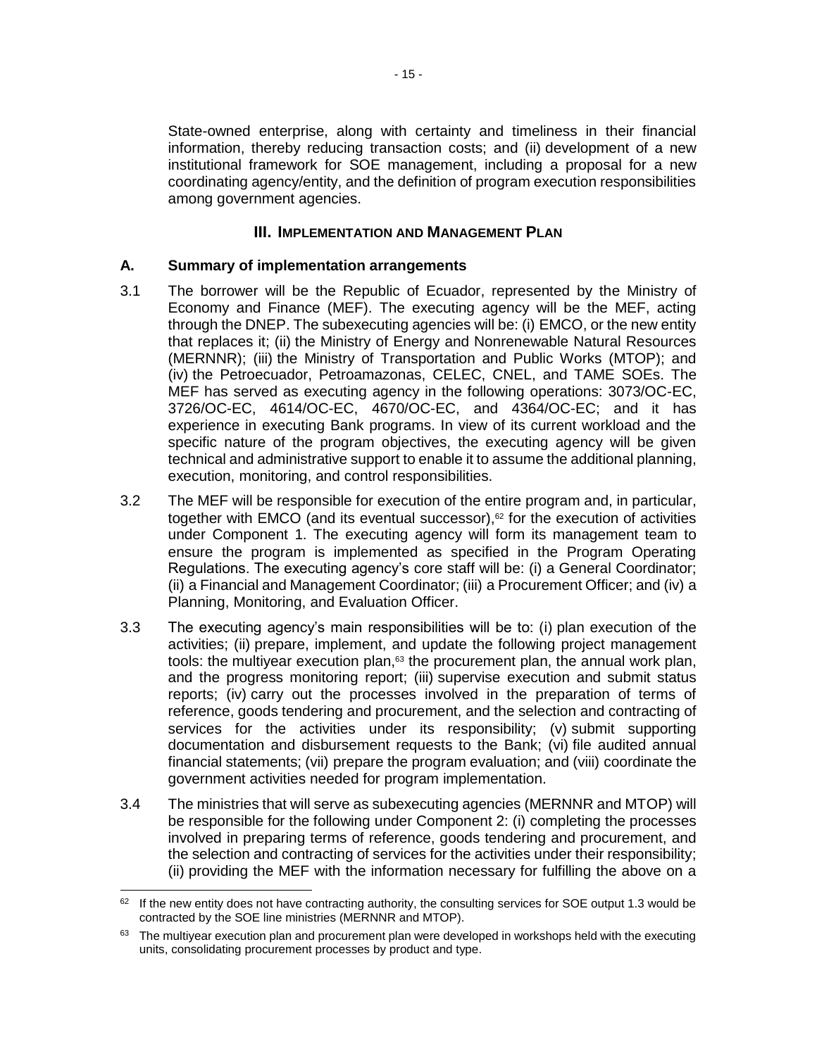State-owned enterprise, along with certainty and timeliness in their financial information, thereby reducing transaction costs; and (ii) development of a new institutional framework for SOE management, including a proposal for a new coordinating agency/entity, and the definition of program execution responsibilities among government agencies.

## III. Implementation and Management Plan

### A. Summary of implementation arrangements

3.1 The borrower will be the Republic of Ecuador, represented by the Ministry of Economy and Finance (MEF). The executing agency will be the MEF, acting through the DNEP. The subexecuting agencies will be: (i) EMCO, or the new entity that replaces it; (ii) the Ministry of Energy and Nonrenewable Natural Resources (MERNNR); (iii) the Ministry of Transportation and Public Works (MTOP); and (iv) the Petroecuador, Petroamazonas, CELEC, CNEL, and TAME SOEs. The MEF has served as executing agency in the following operations: 3073/OC-EC, 3726/OC-EC, 4614/OC-EC, 4670/OC-EC, and 4364/OC-EC; and it has experience in executing Bank programs. In view of its current workload and the specific nature of the program objectives, the executing agency will be given technical and administrative support to enable it to assume the additional planning, execution, monitoring, and control responsibilities.

3.2 The MEF will be responsible for execution of the entire program and, in particular, together with EMCO (and its eventual successor),[62] for the execution of activities under Component 1. The executing agency will form its management team to ensure the program is implemented as specified in the Program Operating Regulations. The executing agency's core staff will be: (i) a General Coordinator; (ii) a Financial and Management Coordinator; (iii) a Procurement Officer; and (iv) a Planning, Monitoring, and Evaluation Officer.

3.3 The executing agency's main responsibilities will be to: (i) plan execution of the activities; (ii) prepare, implement, and update the following project management tools: the multiyear execution plan,[63] the procurement plan, the annual work plan, and the progress monitoring report; (iii) supervise execution and submit status reports; (iv) carry out the processes involved in the preparation of terms of reference, goods tendering and procurement, and the selection and contracting of services for the activities under its responsibility; (v) submit supporting documentation and disbursement requests to the Bank; (vi) file audited annual financial statements; (vii) prepare the program evaluation; and (viii) coordinate the government activities needed for program implementation.

3.4 The ministries that will serve as subexecuting agencies (MERNNR and MTOP) will be responsible for the following under Component 2: (i) completing the processes involved in preparing terms of reference, goods tendering and procurement, and the selection and contracting of services for the activities under their responsibility; (ii) providing the MEF with the information necessary for fulfilling the above on a

---

[62] If the new entity does not have contracting authority, the consulting services for SOE output 1.3 would be contracted by the SOE line ministries (MERNNR and MTOP).

[63] The multiyear execution plan and procurement plan were developed in workshops held with the executing units, consolidating procurement processes by product and type.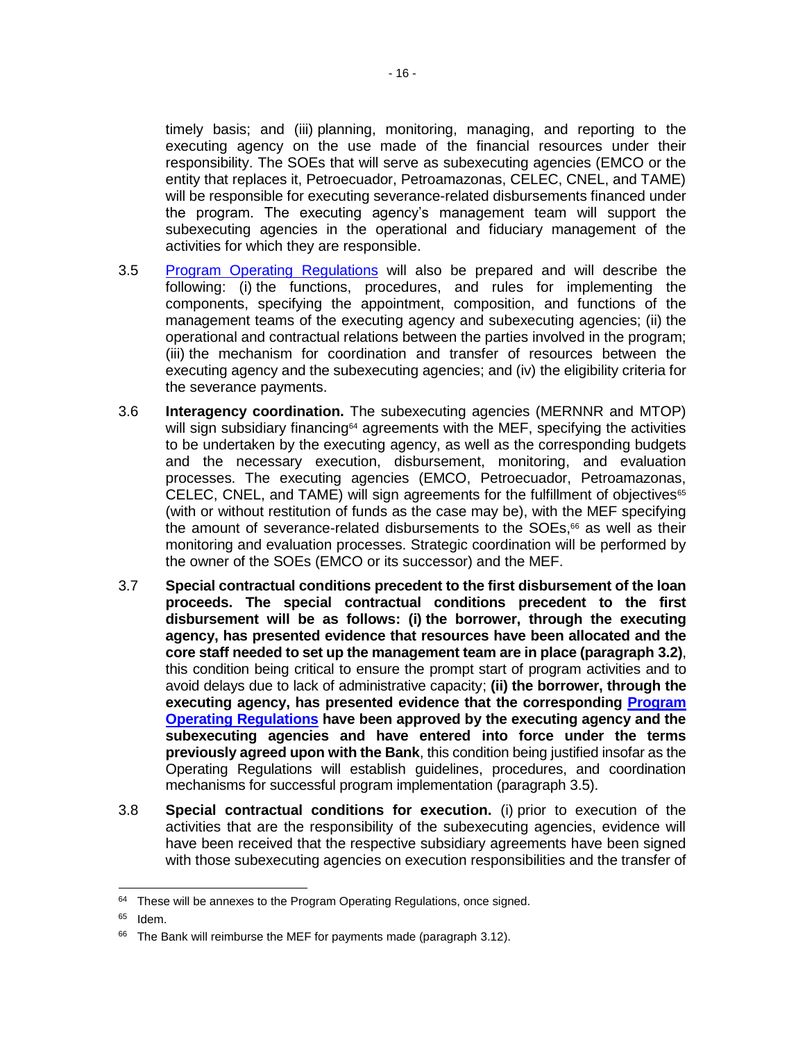timely basis; and (iii) planning, monitoring, managing, and reporting to the executing agency on the use made of the financial resources under their responsibility. The SOEs that will serve as subexecuting agencies (EMCO or the entity that replaces it, Petroecuador, Petroamazonas, CELEC, CNEL, and TAME) will be responsible for executing severance-related disbursements financed under the program. The executing agency's management team will support the subexecuting agencies in the operational and fiduciary management of the activities for which they are responsible.

3.5 Program Operating Regulations will also be prepared and will describe the following: (i) the functions, procedures, and rules for implementing the components, specifying the appointment, composition, and functions of the management teams of the executing agency and subexecuting agencies; (ii) the operational and contractual relations between the parties involved in the program; (iii) the mechanism for coordination and transfer of resources between the executing agency and the subexecuting agencies; and (iv) the eligibility criteria for the severance payments.

3.6 **Interagency coordination.** The subexecuting agencies (MERNNR and MTOP) will sign subsidiary financing[64] agreements with the MEF, specifying the activities to be undertaken by the executing agency, as well as the corresponding budgets and the necessary execution, disbursement, monitoring, and evaluation processes. The executing agencies (EMCO, Petroecuador, Petroamazonas, CELEC, CNEL, and TAME) will sign agreements for the fulfillment of objectives[65] (with or without restitution of funds as the case may be), with the MEF specifying the amount of severance-related disbursements to the SOEs,[66] as well as their monitoring and evaluation processes. Strategic coordination will be performed by the owner of the SOEs (EMCO or its successor) and the MEF.

3.7 **Special contractual conditions precedent to the first disbursement of the loan proceeds. The special contractual conditions precedent to the first disbursement will be as follows: (i) the borrower, through the executing agency, has presented evidence that resources have been allocated and the core staff needed to set up the management team are in place (paragraph 3.2)**, this condition being critical to ensure the prompt start of program activities and to avoid delays due to lack of administrative capacity; **(ii) the borrower, through the executing agency, has presented evidence that the corresponding Program Operating Regulations have been approved by the executing agency and the subexecuting agencies and have entered into force under the terms previously agreed upon with the Bank**, this condition being justified insofar as the Operating Regulations will establish guidelines, procedures, and coordination mechanisms for successful program implementation (paragraph 3.5).

3.8 **Special contractual conditions for execution.** (i) prior to execution of the activities that are the responsibility of the subexecuting agencies, evidence will have been received that the respective subsidiary agreements have been signed with those subexecuting agencies on execution responsibilities and the transfer of

---

[64] These will be annexes to the Program Operating Regulations, once signed.

[65] Idem.

[66] The Bank will reimburse the MEF for payments made (paragraph 3.12).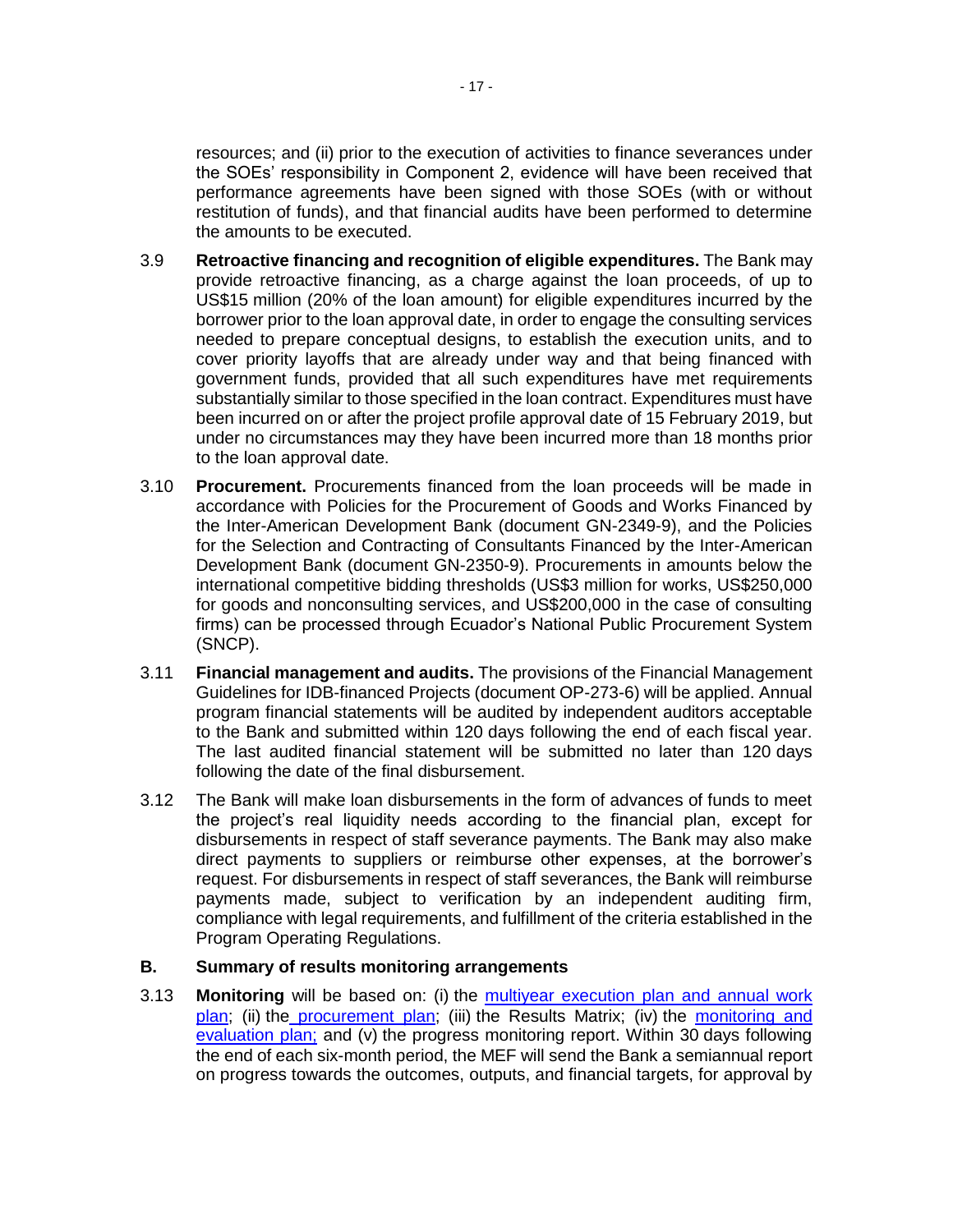resources; and (ii) prior to the execution of activities to finance severances under the SOEs' responsibility in Component 2, evidence will have been received that performance agreements have been signed with those SOEs (with or without restitution of funds), and that financial audits have been performed to determine the amounts to be executed.

3.9 **Retroactive financing and recognition of eligible expenditures.** The Bank may provide retroactive financing, as a charge against the loan proceeds, of up to US$15 million (20% of the loan amount) for eligible expenditures incurred by the borrower prior to the loan approval date, in order to engage the consulting services needed to prepare conceptual designs, to establish the execution units, and to cover priority layoffs that are already under way and that being financed with government funds, provided that all such expenditures have met requirements substantially similar to those specified in the loan contract. Expenditures must have been incurred on or after the project profile approval date of 15 February 2019, but under no circumstances may they have been incurred more than 18 months prior to the loan approval date.

3.10 **Procurement.** Procurements financed from the loan proceeds will be made in accordance with Policies for the Procurement of Goods and Works Financed by the Inter-American Development Bank (document GN-2349-9), and the Policies for the Selection and Contracting of Consultants Financed by the Inter-American Development Bank (document GN-2350-9). Procurements in amounts below the international competitive bidding thresholds (US$3 million for works, US$250,000 for goods and nonconsulting services, and US$200,000 in the case of consulting firms) can be processed through Ecuador's National Public Procurement System (SNCP).

3.11 **Financial management and audits.** The provisions of the Financial Management Guidelines for IDB-financed Projects (document OP-273-6) will be applied. Annual program financial statements will be audited by independent auditors acceptable to the Bank and submitted within 120 days following the end of each fiscal year. The last audited financial statement will be submitted no later than 120 days following the date of the final disbursement.

3.12 The Bank will make loan disbursements in the form of advances of funds to meet the project's real liquidity needs according to the financial plan, except for disbursements in respect of staff severance payments. The Bank may also make direct payments to suppliers or reimburse other expenses, at the borrower's request. For disbursements in respect of staff severances, the Bank will reimburse payments made, subject to verification by an independent auditing firm, compliance with legal requirements, and fulfillment of the criteria established in the Program Operating Regulations.

## B. Summary of results monitoring arrangements

3.13 **Monitoring** will be based on: (i) the multiyear execution plan and annual work plan; (ii) the procurement plan; (iii) the Results Matrix; (iv) the monitoring and evaluation plan; and (v) the progress monitoring report. Within 30 days following the end of each six-month period, the MEF will send the Bank a semiannual report on progress towards the outcomes, outputs, and financial targets, for approval by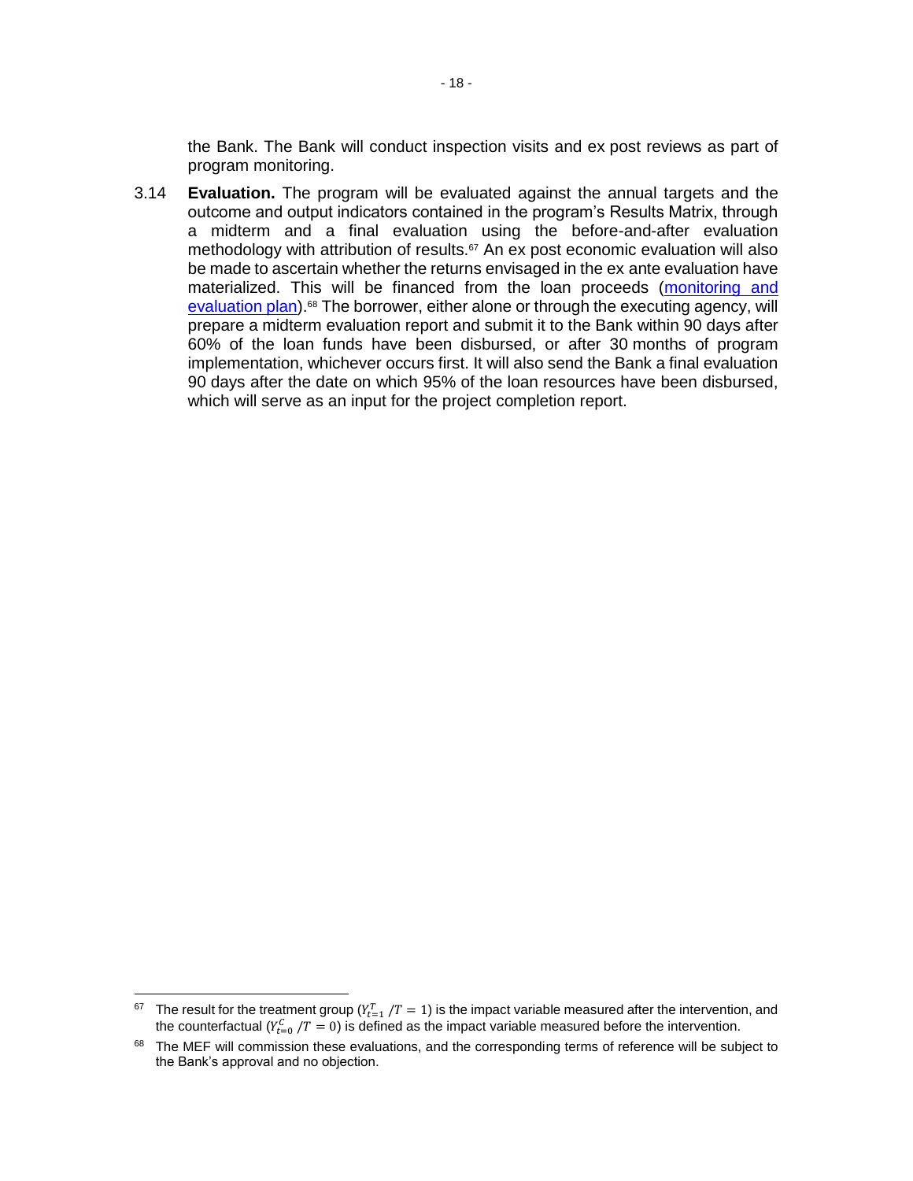the Bank. The Bank will conduct inspection visits and ex post reviews as part of program monitoring.

3.14 **Evaluation.** The program will be evaluated against the annual targets and the outcome and output indicators contained in the program's Results Matrix, through a midterm and a final evaluation using the before-and-after evaluation methodology with attribution of results.[67] An ex post economic evaluation will also be made to ascertain whether the returns envisaged in the ex ante evaluation have materialized. This will be financed from the loan proceeds (monitoring and evaluation plan).[68] The borrower, either alone or through the executing agency, will prepare a midterm evaluation report and submit it to the Bank within 90 days after 60% of the loan funds have been disbursed, or after 30 months of program implementation, whichever occurs first. It will also send the Bank a final evaluation 90 days after the date on which 95% of the loan resources have been disbursed, which will serve as an input for the project completion report.

---

[67] The result for the treatment group ($Y_{t=1}^{T} / T = 1$) is the impact variable measured after the intervention, and the counterfactual ($Y_{t=0}^{C} / T = 0$) is defined as the impact variable measured before the intervention.

[68] The MEF will commission these evaluations, and the corresponding terms of reference will be subject to the Bank's approval and no objection.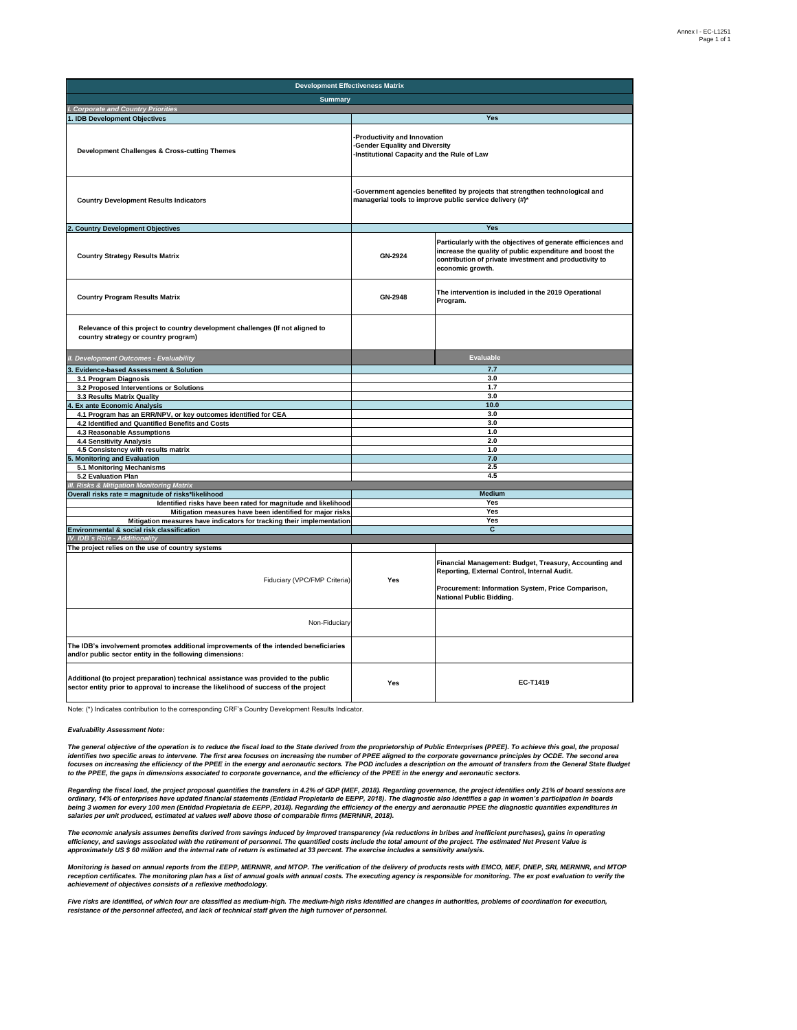| Development Effectiveness Matrix | | |
|---|---|---|
| **Summary** | | |
| *I. Corporate and Country Priorities* | | |
| **1. IDB Development Objectives** | **Yes** | |
| **Development Challenges & Cross-cutting Themes** | -Productivity and Innovation<br>-Gender Equality and Diversity<br>-Institutional Capacity and the Rule of Law | |
| **Country Development Results Indicators** | -Government agencies benefited by projects that strengthen technological and managerial tools to improve public service delivery (#)* | |
| **2. Country Development Objectives** | **Yes** | |
| **Country Strategy Results Matrix** | GN-2924 | Particularly with the objectives of generate efficiences and increase the quality of public expenditure and boost the contribution of private investment and productivity to economic growth. |
| **Country Program Results Matrix** | GN-2948 | The intervention is included in the 2019 Operational Program. |
| **Relevance of this project to country development challenges (If not aligned to country strategy or country program)** | | |
| *II. Development Outcomes - Evaluability* | | **Evaluable** |
| **3. Evidence-based Assessment & Solution** | 7.7 | |
| 3.1 Program Diagnosis | 3.0 | |
| 3.2 Proposed Interventions or Solutions | 1.7 | |
| 3.3 Results Matrix Quality | 3.0 | |
| **4. Ex ante Economic Analysis** | 10.0 | |
| 4.1 Program has an ERR/NPV, or key outcomes identified for CEA | 3.0 | |
| 4.2 Identified and Quantified Benefits and Costs | 3.0 | |
| 4.3 Reasonable Assumptions | 1.0 | |
| 4.4 Sensitivity Analysis | 2.0 | |
| 4.5 Consistency with results matrix | 1.0 | |
| **5. Monitoring and Evaluation** | 7.0 | |
| 5.1 Monitoring Mechanisms | 2.5 | |
| 5.2 Evaluation Plan | 4.5 | |
| *III. Risks & Mitigation Monitoring Matrix* | | |
| **Overall risks rate = magnitude of risks*likelihood** | **Medium** | |
| Identified risks have been rated for magnitude and likelihood | Yes | |
| Mitigation measures have been identified for major risks | Yes | |
| Mitigation measures have indicators for tracking their implementation | Yes | |
| **Environmental & social risk classification** | **C** | |
| *IV. IDB´s Role - Additionality* | | |
| **The project relies on the use of country systems** | | |
| Fiduciary (VPC/FMP Criteria) | Yes | Financial Management: Budget, Treasury, Accounting and Reporting, External Control, Internal Audit.<br><br>Procurement: Information System, Price Comparison, National Public Bidding. |
| Non-Fiduciary | | |
| **The IDB's involvement promotes additional improvements of the intended beneficiaries and/or public sector entity in the following dimensions:** | | |
| **Additional (to project preparation) technical assistance was provided to the public sector entity prior to approval to increase the likelihood of success of the project** | Yes | EC-T1419 |

Note: (*) Indicates contribution to the corresponding CRF's Country Development Results Indicator.

***Evaluability Assessment Note:***

***The general objective of the operation is to reduce the fiscal load to the State derived from the proprietorship of Public Enterprises (PPEE). To achieve this goal, the proposal identifies two specific areas to intervene. The first area focuses on increasing the number of PPEE aligned to the corporate governance principles by OCDE. The second area focuses on increasing the efficiency of the PPEE in the energy and aeronautic sectors. The POD includes a description on the amount of transfers from the General State Budget to the PPEE, the gaps in dimensions associated to corporate governance, and the efficiency of the PPEE in the energy and aeronautic sectors.***

***Regarding the fiscal load, the project proposal quantifies the transfers in 4.2% of GDP (MEF, 2018). Regarding governance, the project identifies only 21% of board sessions are ordinary, 14% of enterprises have updated financial statements (Entidad Propietaria de EEPP, 2018). The diagnostic also identifies a gap in women's participation in boards being 3 women for every 100 men (Entidad Propietaria de EEPP, 2018). Regarding the efficiency of the energy and aeronautic PPEE the diagnostic quantifies expenditures in salaries per unit produced, estimated at values well above those of comparable firms (MERNNR, 2018).***

***The economic analysis assumes benefits derived from savings induced by improved transparency (via reductions in bribes and inefficient purchases), gains in operating efficiency, and savings associated with the retirement of personnel. The quantified costs include the total amount of the project. The estimated Net Present Value is approximately US $ 60 million and the internal rate of return is estimated at 33 percent. The exercise includes a sensitivity analysis.***

***Monitoring is based on annual reports from the EEPP, MERNNR, and MTOP. The verification of the delivery of products rests with EMCO, MEF, DNEP, SRI, MERNNR, and MTOP reception certificates. The monitoring plan has a list of annual goals with annual costs. The executing agency is responsible for monitoring. The ex post evaluation to verify the achievement of objectives consists of a reflexive methodology.***

***Five risks are identified, of which four are classified as medium-high. The medium-high risks identified are changes in authorities, problems of coordination for execution, resistance of the personnel affected, and lack of technical staff given the high turnover of personnel.***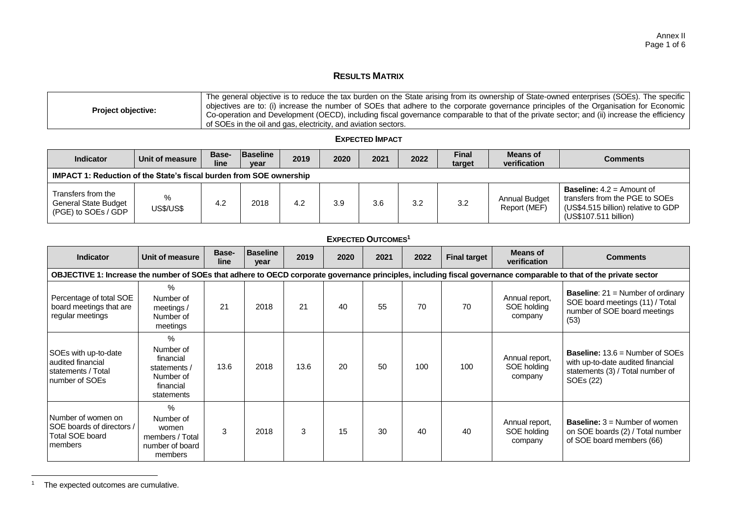## RESULTS MATRIX

| Project objective: | The general objective is to reduce the tax burden on the State arising from its ownership of State-owned enterprises (SOEs). The specific objectives are to: (i) increase the number of SOEs that adhere to the corporate governance principles of the Organisation for Economic Co-operation and Development (OECD), including fiscal governance comparable to that of the private sector; and (ii) increase the efficiency of SOEs in the oil and gas, electricity, and aviation sectors. |
|---|---|

### EXPECTED IMPACT

| Indicator | Unit of measure | Base-line | Baseline year | 2019 | 2020 | 2021 | 2022 | Final target | Means of verification | Comments |
|---|---|---|---|---|---|---|---|---|---|---|
| **IMPACT 1: Reduction of the State's fiscal burden from SOE ownership** | | | | | | | | | | |
| Transfers from the General State Budget (PGE) to SOEs / GDP | % US$/US$ | 4.2 | 2018 | 4.2 | 3.9 | 3.6 | 3.2 | 3.2 | Annual Budget Report (MEF) | **Baseline:** 4.2 = Amount of transfers from the PGE to SOEs (US$4.515 billion) relative to GDP (US$107.511 billion) |

### EXPECTED OUTCOMES[1]

| Indicator | Unit of measure | Base-line | Baseline year | 2019 | 2020 | 2021 | 2022 | Final target | Means of verification | Comments |
|---|---|---|---|---|---|---|---|---|---|---|
| **OBJECTIVE 1: Increase the number of SOEs that adhere to OECD corporate governance principles, including fiscal governance comparable to that of the private sector** | | | | | | | | | | |
| Percentage of total SOE board meetings that are regular meetings | % Number of meetings / Number of meetings | 21 | 2018 | 21 | 40 | 55 | 70 | 70 | Annual report, SOE holding company | **Baseline**: 21 = Number of ordinary SOE board meetings (11) / Total number of SOE board meetings (53) |
| SOEs with up-to-date audited financial statements / Total number of SOEs | % Number of financial statements / Number of financial statements | 13.6 | 2018 | 13.6 | 20 | 50 | 100 | 100 | Annual report, SOE holding company | **Baseline:** 13.6 = Number of SOEs with up-to-date audited financial statements (3) / Total number of SOEs (22) |
| Number of women on SOE boards of directors / Total SOE board members | % Number of women members / Total number of board members | 3 | 2018 | 3 | 15 | 30 | 40 | 40 | Annual report, SOE holding company | **Baseline:** 3 = Number of women on SOE boards (2) / Total number of SOE board members (66) |

[1] The expected outcomes are cumulative.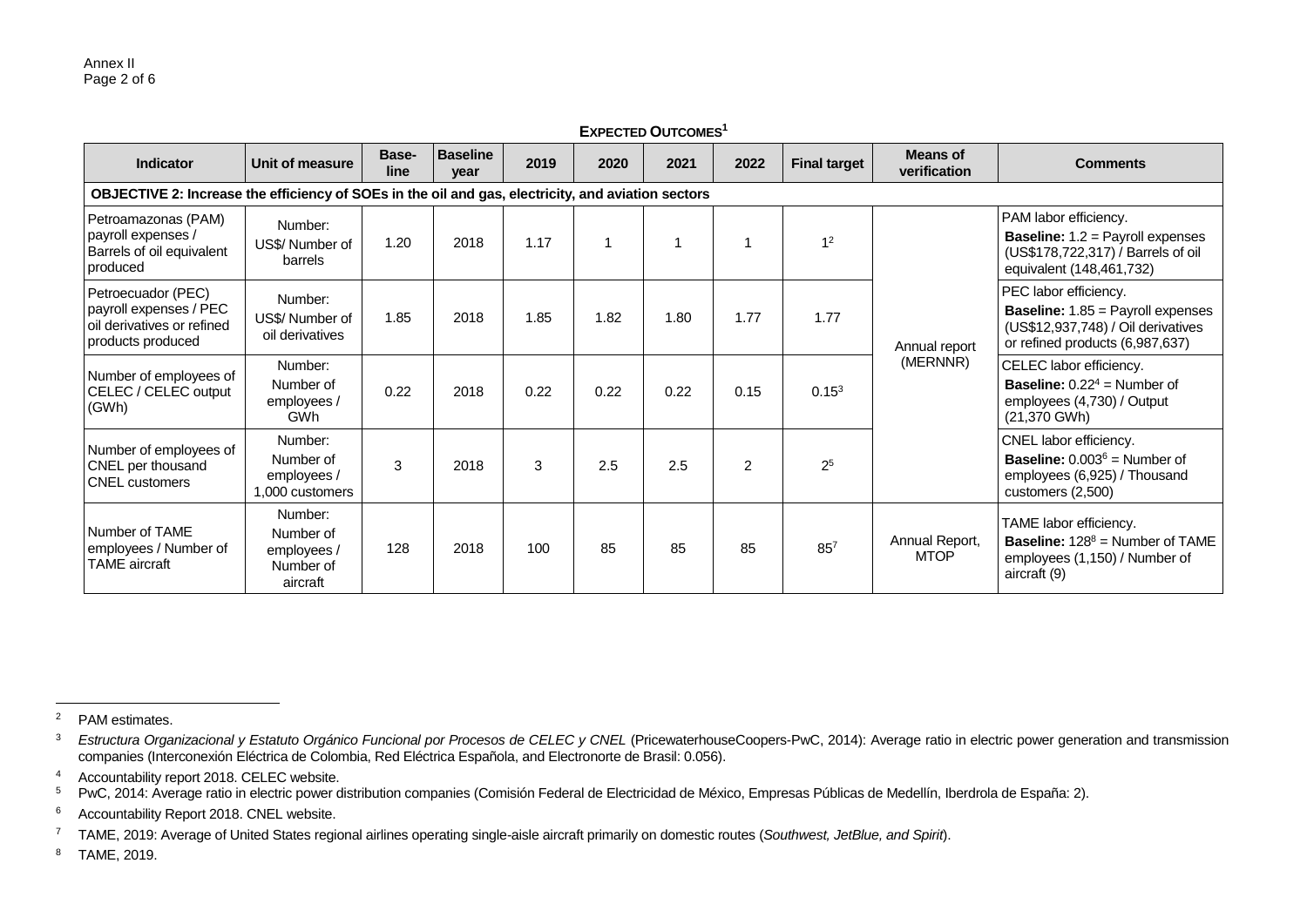**EXPECTED OUTCOMES**[1]

| Indicator | Unit of measure | Base-line | Baseline year | 2019 | 2020 | 2021 | 2022 | Final target | Means of verification | Comments |
|---|---|---|---|---|---|---|---|---|---|---|
| **OBJECTIVE 2: Increase the efficiency of SOEs in the oil and gas, electricity, and aviation sectors** | | | | | | | | | | |
| Petroamazonas (PAM) payroll expenses / Barrels of oil equivalent produced | Number: US$/ Number of barrels | 1.20 | 2018 | 1.17 | 1 | 1 | 1 | 1[2] | Annual report (MERNNR) | PAM labor efficiency. **Baseline:** 1.2 = Payroll expenses (US$178,722,317) / Barrels of oil equivalent (148,461,732) |
| Petroecuador (PEC) payroll expenses / PEC oil derivatives or refined products produced | Number: US$/ Number of oil derivatives | 1.85 | 2018 | 1.85 | 1.82 | 1.80 | 1.77 | 1.77 | Annual report (MERNNR) | PEC labor efficiency. **Baseline:** 1.85 = Payroll expenses (US$12,937,748) / Oil derivatives or refined products (6,987,637) |
| Number of employees of CELEC / CELEC output (GWh) | Number: Number of employees / GWh | 0.22 | 2018 | 0.22 | 0.22 | 0.22 | 0.15 | 0.15[3] | Annual report (MERNNR) | CELEC labor efficiency. **Baseline:** 0.22[4] = Number of employees (4,730) / Output (21,370 GWh) |
| Number of employees of CNEL per thousand CNEL customers | Number: Number of employees / 1,000 customers | 3 | 2018 | 3 | 2.5 | 2.5 | 2 | 2[5] | Annual report (MERNNR) | CNEL labor efficiency. **Baseline:** 0.003[6] = Number of employees (6,925) / Thousand customers (2,500) |
| Number of TAME employees / Number of TAME aircraft | Number: Number of employees / Number of aircraft | 128 | 2018 | 100 | 85 | 85 | 85 | 85[7] | Annual Report, MTOP | TAME labor efficiency. **Baseline:** 128[8] = Number of TAME employees (1,150) / Number of aircraft (9) |

[2] PAM estimates.

[3] *Estructura Organizacional y Estatuto Orgánico Funcional por Procesos de CELEC y CNEL* (PricewaterhouseCoopers-PwC, 2014): Average ratio in electric power generation and transmission companies (Interconexión Eléctrica de Colombia, Red Eléctrica Española, and Electronorte de Brasil: 0.056).

[4] Accountability report 2018. CELEC website.

[5] PwC, 2014: Average ratio in electric power distribution companies (Comisión Federal de Electricidad de México, Empresas Públicas de Medellín, Iberdrola de España: 2).

[6] Accountability Report 2018. CNEL website.

[7] TAME, 2019: Average of United States regional airlines operating single-aisle aircraft primarily on domestic routes (*Southwest, JetBlue, and Spirit*).

[8] TAME, 2019.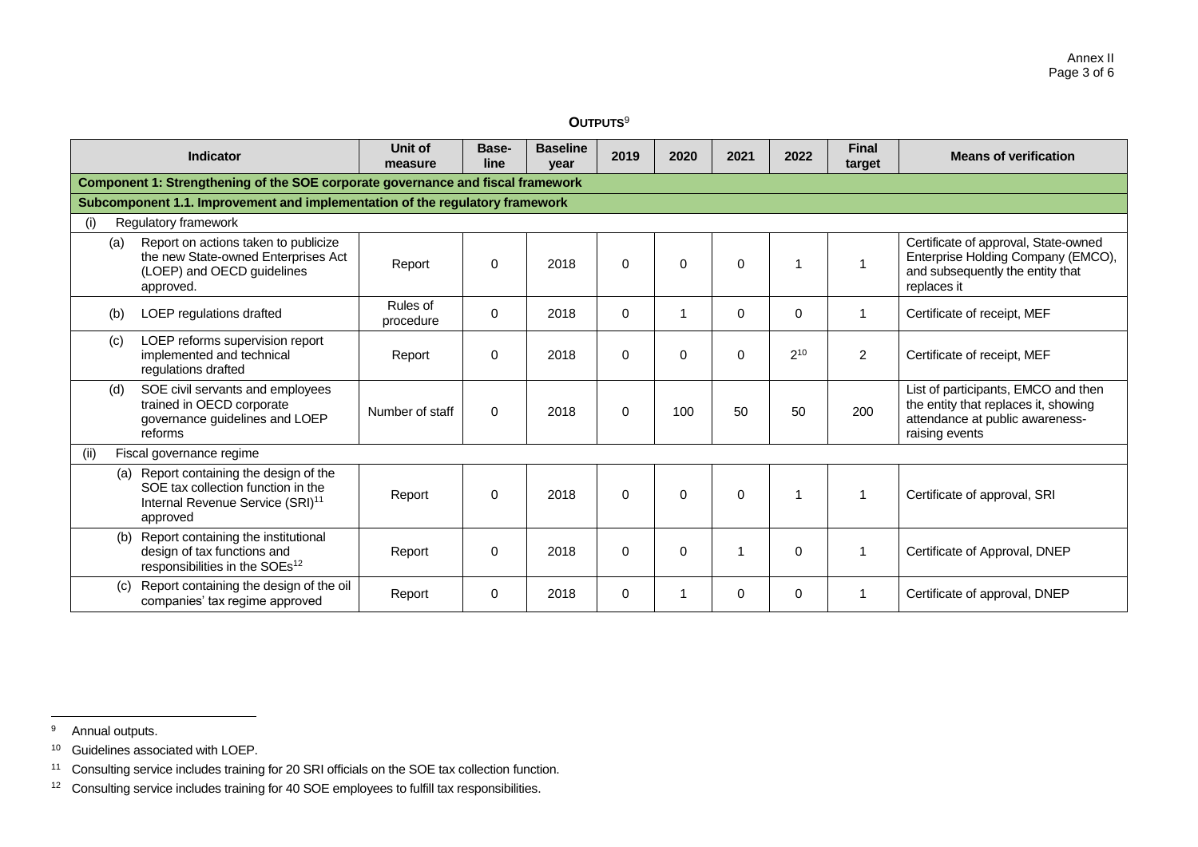## OUTPUTS[9]

| Indicator | Unit of measure | Base-line | Baseline year | 2019 | 2020 | 2021 | 2022 | Final target | Means of verification |
|---|---|---|---|---|---|---|---|---|---|
| **Component 1: Strengthening of the SOE corporate governance and fiscal framework** | | | | | | | | | |
| **Subcomponent 1.1. Improvement and implementation of the regulatory framework** | | | | | | | | | |
| (i) Regulatory framework | | | | | | | | | |
| (a) Report on actions taken to publicize the new State-owned Enterprises Act (LOEP) and OECD guidelines approved. | Report | 0 | 2018 | 0 | 0 | 0 | 1 | 1 | Certificate of approval, State-owned Enterprise Holding Company (EMCO), and subsequently the entity that replaces it |
| (b) LOEP regulations drafted | Rules of procedure | 0 | 2018 | 0 | 1 | 0 | 0 | 1 | Certificate of receipt, MEF |
| (c) LOEP reforms supervision report implemented and technical regulations drafted | Report | 0 | 2018 | 0 | 0 | 0 | 2[10] | 2 | Certificate of receipt, MEF |
| (d) SOE civil servants and employees trained in OECD corporate governance guidelines and LOEP reforms | Number of staff | 0 | 2018 | 0 | 100 | 50 | 50 | 200 | List of participants, EMCO and then the entity that replaces it, showing attendance at public awareness-raising events |
| (ii) Fiscal governance regime | | | | | | | | | |
| (a) Report containing the design of the SOE tax collection function in the Internal Revenue Service (SRI)[11] approved | Report | 0 | 2018 | 0 | 0 | 0 | 1 | 1 | Certificate of approval, SRI |
| (b) Report containing the institutional design of tax functions and responsibilities in the SOEs[12] | Report | 0 | 2018 | 0 | 0 | 1 | 0 | 1 | Certificate of Approval, DNEP |
| (c) Report containing the design of the oil companies' tax regime approved | Report | 0 | 2018 | 0 | 1 | 0 | 0 | 1 | Certificate of approval, DNEP |

[9] Annual outputs.

[10] Guidelines associated with LOEP.

[11] Consulting service includes training for 20 SRI officials on the SOE tax collection function.

[12] Consulting service includes training for 40 SOE employees to fulfill tax responsibilities.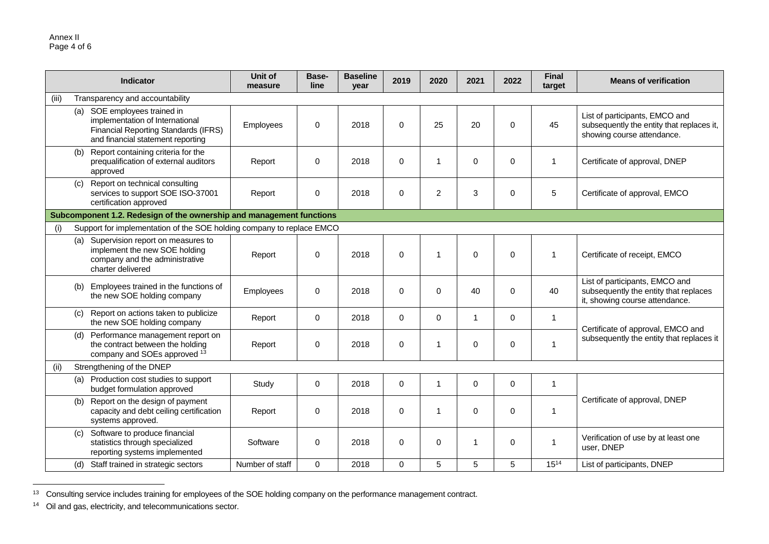| Indicator | Unit of measure | Base-line | Baseline year | 2019 | 2020 | 2021 | 2022 | Final target | Means of verification |
|---|---|---|---|---|---|---|---|---|---|
| (iii) Transparency and accountability | | | | | | | | | |
| (a) SOE employees trained in implementation of International Financial Reporting Standards (IFRS) and financial statement reporting | Employees | 0 | 2018 | 0 | 25 | 20 | 0 | 45 | List of participants, EMCO and subsequently the entity that replaces it, showing course attendance. |
| (b) Report containing criteria for the prequalification of external auditors approved | Report | 0 | 2018 | 0 | 1 | 0 | 0 | 1 | Certificate of approval, DNEP |
| (c) Report on technical consulting services to support SOE ISO-37001 certification approved | Report | 0 | 2018 | 0 | 2 | 3 | 0 | 5 | Certificate of approval, EMCO |
| **Subcomponent 1.2. Redesign of the ownership and management functions** | | | | | | | | | |
| (i) Support for implementation of the SOE holding company to replace EMCO | | | | | | | | | |
| (a) Supervision report on measures to implement the new SOE holding company and the administrative charter delivered | Report | 0 | 2018 | 0 | 1 | 0 | 0 | 1 | Certificate of receipt, EMCO |
| (b) Employees trained in the functions of the new SOE holding company | Employees | 0 | 2018 | 0 | 0 | 40 | 0 | 40 | List of participants, EMCO and subsequently the entity that replaces it, showing course attendance. |
| (c) Report on actions taken to publicize the new SOE holding company | Report | 0 | 2018 | 0 | 0 | 1 | 0 | 1 | Certificate of approval, EMCO and subsequently the entity that replaces it |
| (d) Performance management report on the contract between the holding company and SOEs approved [13] | Report | 0 | 2018 | 0 | 1 | 0 | 0 | 1 | |
| (ii) Strengthening of the DNEP | | | | | | | | | |
| (a) Production cost studies to support budget formulation approved | Study | 0 | 2018 | 0 | 1 | 0 | 0 | 1 | Certificate of approval, DNEP |
| (b) Report on the design of payment capacity and debt ceiling certification systems approved. | Report | 0 | 2018 | 0 | 1 | 0 | 0 | 1 | |
| (c) Software to produce financial statistics through specialized reporting systems implemented | Software | 0 | 2018 | 0 | 0 | 1 | 0 | 1 | Verification of use by at least one user, DNEP |
| (d) Staff trained in strategic sectors | Number of staff | 0 | 2018 | 0 | 5 | 5 | 5 | 15[14] | List of participants, DNEP |

[13] Consulting service includes training for employees of the SOE holding company on the performance management contract.

[14] Oil and gas, electricity, and telecommunications sector.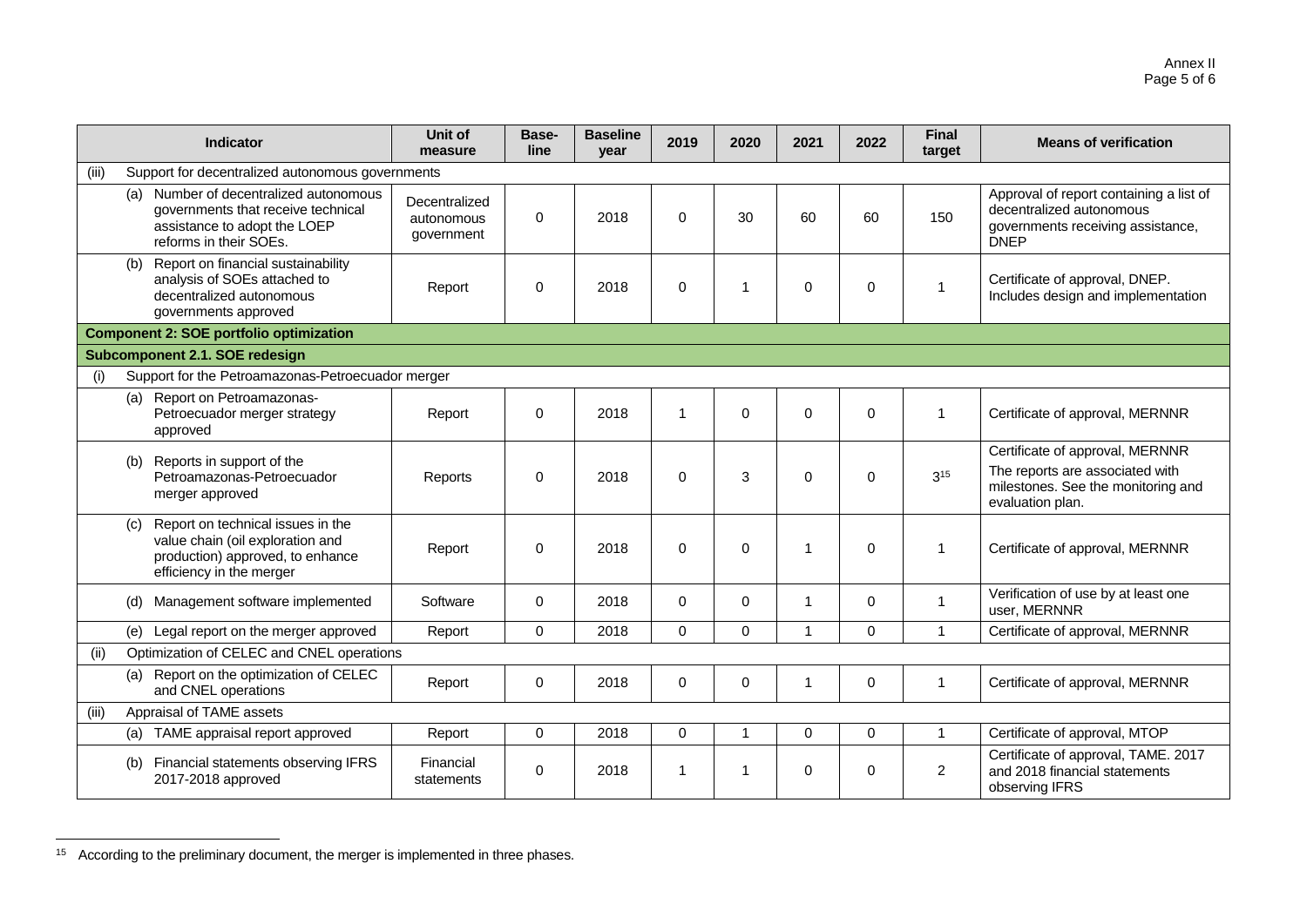| Indicator | Unit of measure | Base-line | Baseline year | 2019 | 2020 | 2021 | 2022 | Final target | Means of verification |
|---|---|---|---|---|---|---|---|---|---|
| (iii) Support for decentralized autonomous governments | | | | | | | | | |
| (a) Number of decentralized autonomous governments that receive technical assistance to adopt the LOEP reforms in their SOEs. | Decentralized autonomous government | 0 | 2018 | 0 | 30 | 60 | 60 | 150 | Approval of report containing a list of decentralized autonomous governments receiving assistance, DNEP |
| (b) Report on financial sustainability analysis of SOEs attached to decentralized autonomous governments approved | Report | 0 | 2018 | 0 | 1 | 0 | 0 | 1 | Certificate of approval, DNEP. Includes design and implementation |
| **Component 2: SOE portfolio optimization** | | | | | | | | | |
| **Subcomponent 2.1. SOE redesign** | | | | | | | | | |
| (i) Support for the Petroamazonas-Petroecuador merger | | | | | | | | | |
| (a) Report on Petroamazonas-Petroecuador merger strategy approved | Report | 0 | 2018 | 1 | 0 | 0 | 0 | 1 | Certificate of approval, MERNNR |
| (b) Reports in support of the Petroamazonas-Petroecuador merger approved | Reports | 0 | 2018 | 0 | 3 | 0 | 0 | 3[15] | Certificate of approval, MERNNR The reports are associated with milestones. See the monitoring and evaluation plan. |
| (c) Report on technical issues in the value chain (oil exploration and production) approved, to enhance efficiency in the merger | Report | 0 | 2018 | 0 | 0 | 1 | 0 | 1 | Certificate of approval, MERNNR |
| (d) Management software implemented | Software | 0 | 2018 | 0 | 0 | 1 | 0 | 1 | Verification of use by at least one user, MERNNR |
| (e) Legal report on the merger approved | Report | 0 | 2018 | 0 | 0 | 1 | 0 | 1 | Certificate of approval, MERNNR |
| (ii) Optimization of CELEC and CNEL operations | | | | | | | | | |
| (a) Report on the optimization of CELEC and CNEL operations | Report | 0 | 2018 | 0 | 0 | 1 | 0 | 1 | Certificate of approval, MERNNR |
| (iii) Appraisal of TAME assets | | | | | | | | | |
| (a) TAME appraisal report approved | Report | 0 | 2018 | 0 | 1 | 0 | 0 | 1 | Certificate of approval, MTOP |
| (b) Financial statements observing IFRS 2017-2018 approved | Financial statements | 0 | 2018 | 1 | 1 | 0 | 0 | 2 | Certificate of approval, TAME. 2017 and 2018 financial statements observing IFRS |

[15] According to the preliminary document, the merger is implemented in three phases.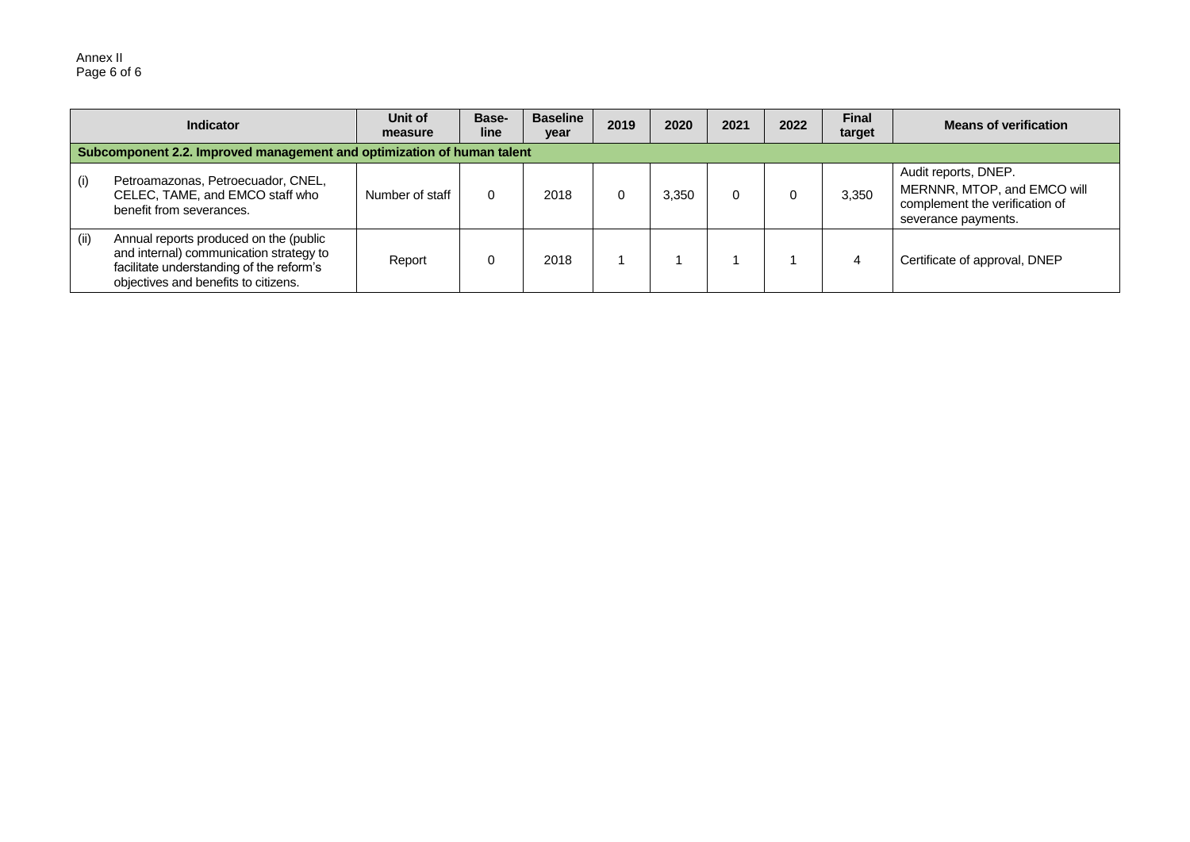| Indicator | | Unit of measure | Base-line | Baseline year | 2019 | 2020 | 2021 | 2022 | Final target | Means of verification |
|---|---|---|---|---|---|---|---|---|---|---|
| **Subcomponent 2.2. Improved management and optimization of human talent** | | | | | | | | | | |
| (i) | Petroamazonas, Petroecuador, CNEL, CELEC, TAME, and EMCO staff who benefit from severances. | Number of staff | 0 | 2018 | 0 | 3,350 | 0 | 0 | 3,350 | Audit reports, DNEP. MERNNR, MTOP, and EMCO will complement the verification of severance payments. |
| (ii) | Annual reports produced on the (public and internal) communication strategy to facilitate understanding of the reform's objectives and benefits to citizens. | Report | 0 | 2018 | 1 | 1 | 1 | 1 | 4 | Certificate of approval, DNEP |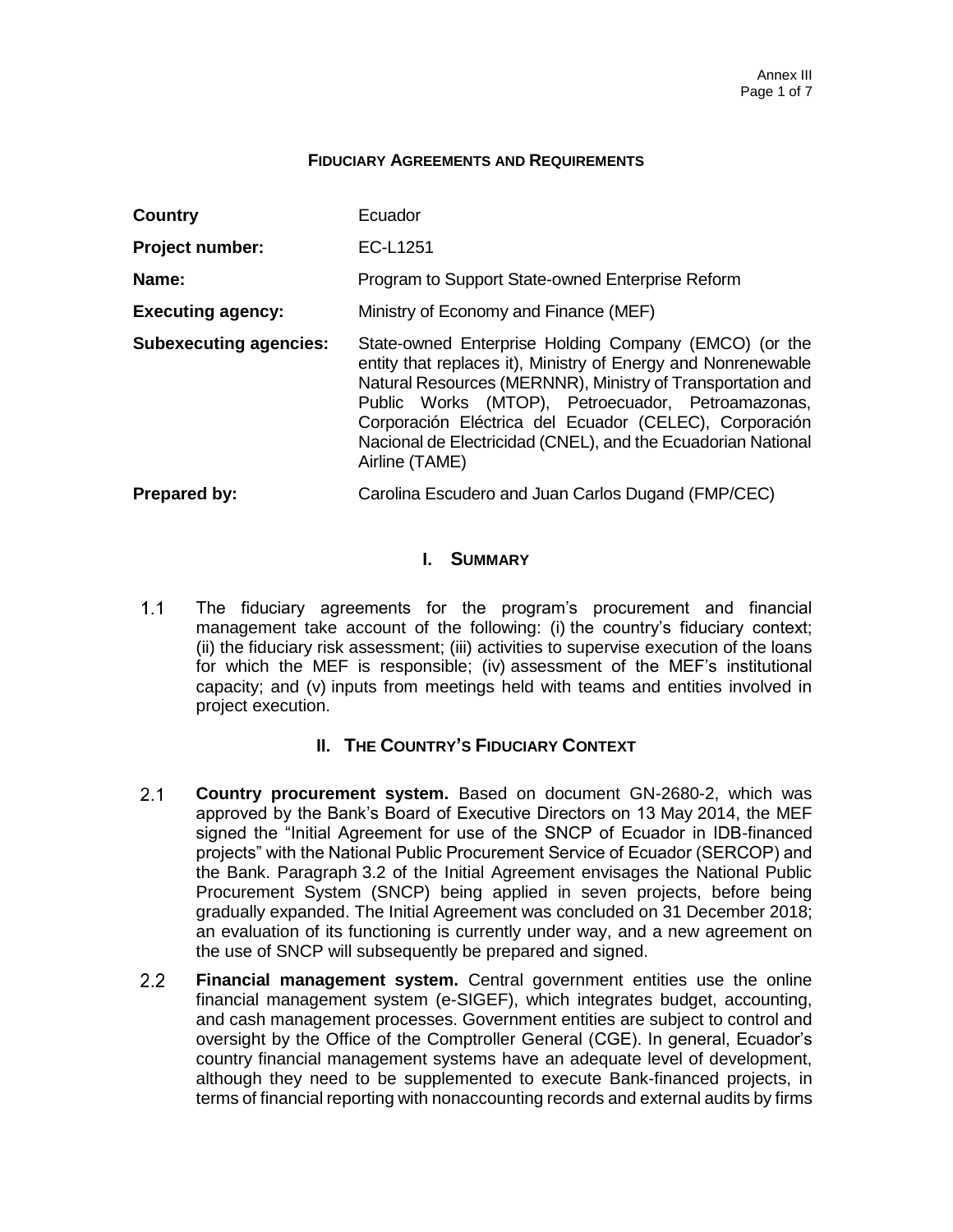**FIDUCIARY AGREEMENTS AND REQUIREMENTS**

| | |
|---|---|
| **Country** | Ecuador |
| **Project number:** | EC-L1251 |
| **Name:** | Program to Support State-owned Enterprise Reform |
| **Executing agency:** | Ministry of Economy and Finance (MEF) |
| **Subexecuting agencies:** | State-owned Enterprise Holding Company (EMCO) (or the entity that replaces it), Ministry of Energy and Nonrenewable Natural Resources (MERNNR), Ministry of Transportation and Public Works (MTOP), Petroecuador, Petroamazonas, Corporación Eléctrica del Ecuador (CELEC), Corporación Nacional de Electricidad (CNEL), and the Ecuadorian National Airline (TAME) |
| **Prepared by:** | Carolina Escudero and Juan Carlos Dugand (FMP/CEC) |

## I. SUMMARY

1.1 The fiduciary agreements for the program's procurement and financial management take account of the following: (i) the country's fiduciary context; (ii) the fiduciary risk assessment; (iii) activities to supervise execution of the loans for which the MEF is responsible; (iv) assessment of the MEF's institutional capacity; and (v) inputs from meetings held with teams and entities involved in project execution.

## II. THE COUNTRY'S FIDUCIARY CONTEXT

2.1 **Country procurement system.** Based on document GN-2680-2, which was approved by the Bank's Board of Executive Directors on 13 May 2014, the MEF signed the "Initial Agreement for use of the SNCP of Ecuador in IDB-financed projects" with the National Public Procurement Service of Ecuador (SERCOP) and the Bank. Paragraph 3.2 of the Initial Agreement envisages the National Public Procurement System (SNCP) being applied in seven projects, before being gradually expanded. The Initial Agreement was concluded on 31 December 2018; an evaluation of its functioning is currently under way, and a new agreement on the use of SNCP will subsequently be prepared and signed.

2.2 **Financial management system.** Central government entities use the online financial management system (e-SIGEF), which integrates budget, accounting, and cash management processes. Government entities are subject to control and oversight by the Office of the Comptroller General (CGE). In general, Ecuador's country financial management systems have an adequate level of development, although they need to be supplemented to execute Bank-financed projects, in terms of financial reporting with nonaccounting records and external audits by firms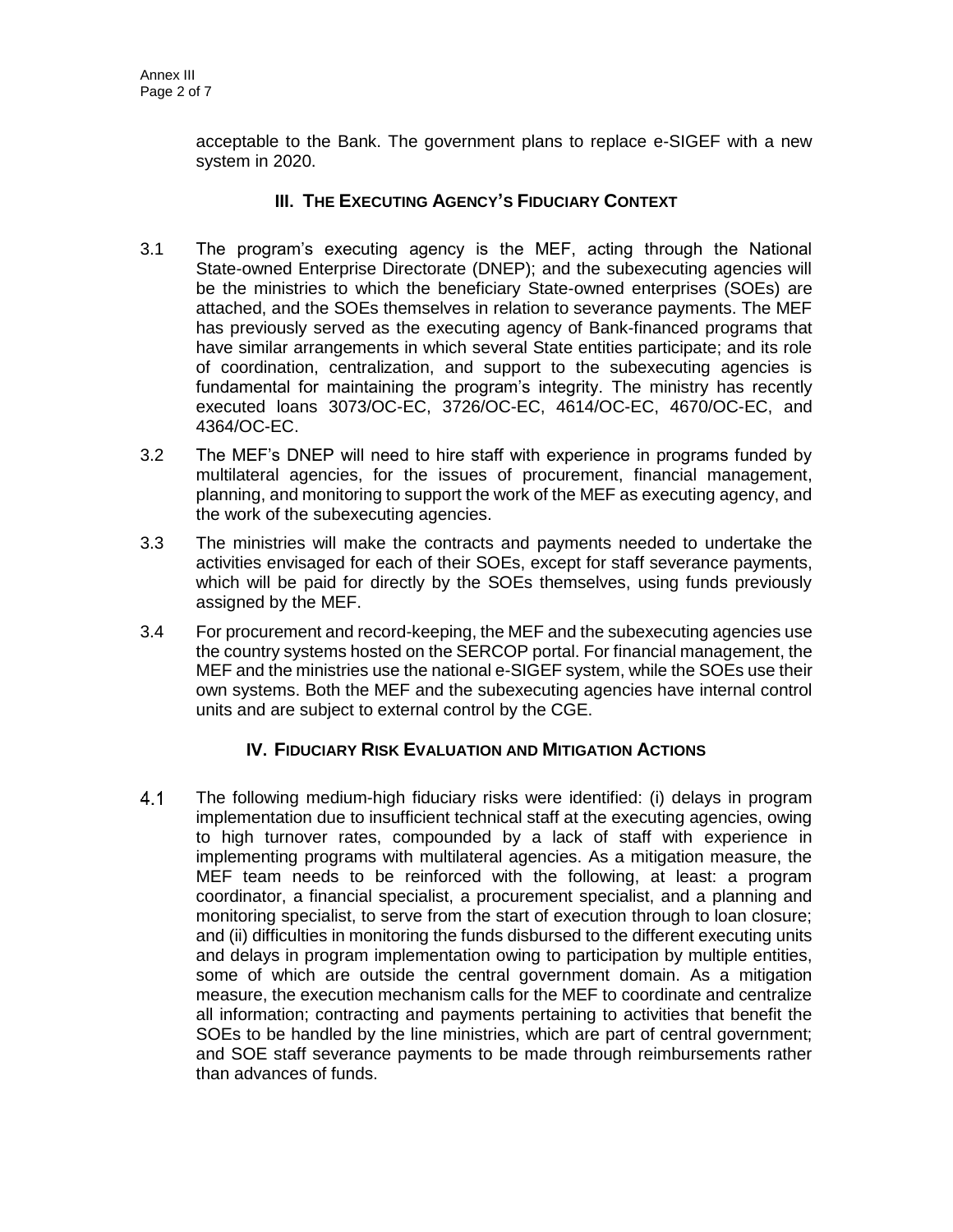acceptable to the Bank. The government plans to replace e-SIGEF with a new system in 2020.

## III. The Executing Agency's Fiduciary Context

3.1 The program's executing agency is the MEF, acting through the National State-owned Enterprise Directorate (DNEP); and the subexecuting agencies will be the ministries to which the beneficiary State-owned enterprises (SOEs) are attached, and the SOEs themselves in relation to severance payments. The MEF has previously served as the executing agency of Bank-financed programs that have similar arrangements in which several State entities participate; and its role of coordination, centralization, and support to the subexecuting agencies is fundamental for maintaining the program's integrity. The ministry has recently executed loans 3073/OC-EC, 3726/OC-EC, 4614/OC-EC, 4670/OC-EC, and 4364/OC-EC.

3.2 The MEF's DNEP will need to hire staff with experience in programs funded by multilateral agencies, for the issues of procurement, financial management, planning, and monitoring to support the work of the MEF as executing agency, and the work of the subexecuting agencies.

3.3 The ministries will make the contracts and payments needed to undertake the activities envisaged for each of their SOEs, except for staff severance payments, which will be paid for directly by the SOEs themselves, using funds previously assigned by the MEF.

3.4 For procurement and record-keeping, the MEF and the subexecuting agencies use the country systems hosted on the SERCOP portal. For financial management, the MEF and the ministries use the national e-SIGEF system, while the SOEs use their own systems. Both the MEF and the subexecuting agencies have internal control units and are subject to external control by the CGE.

## IV. Fiduciary Risk Evaluation and Mitigation Actions

4.1 The following medium-high fiduciary risks were identified: (i) delays in program implementation due to insufficient technical staff at the executing agencies, owing to high turnover rates, compounded by a lack of staff with experience in implementing programs with multilateral agencies. As a mitigation measure, the MEF team needs to be reinforced with the following, at least: a program coordinator, a financial specialist, a procurement specialist, and a planning and monitoring specialist, to serve from the start of execution through to loan closure; and (ii) difficulties in monitoring the funds disbursed to the different executing units and delays in program implementation owing to participation by multiple entities, some of which are outside the central government domain. As a mitigation measure, the execution mechanism calls for the MEF to coordinate and centralize all information; contracting and payments pertaining to activities that benefit the SOEs to be handled by the line ministries, which are part of central government; and SOE staff severance payments to be made through reimbursements rather than advances of funds.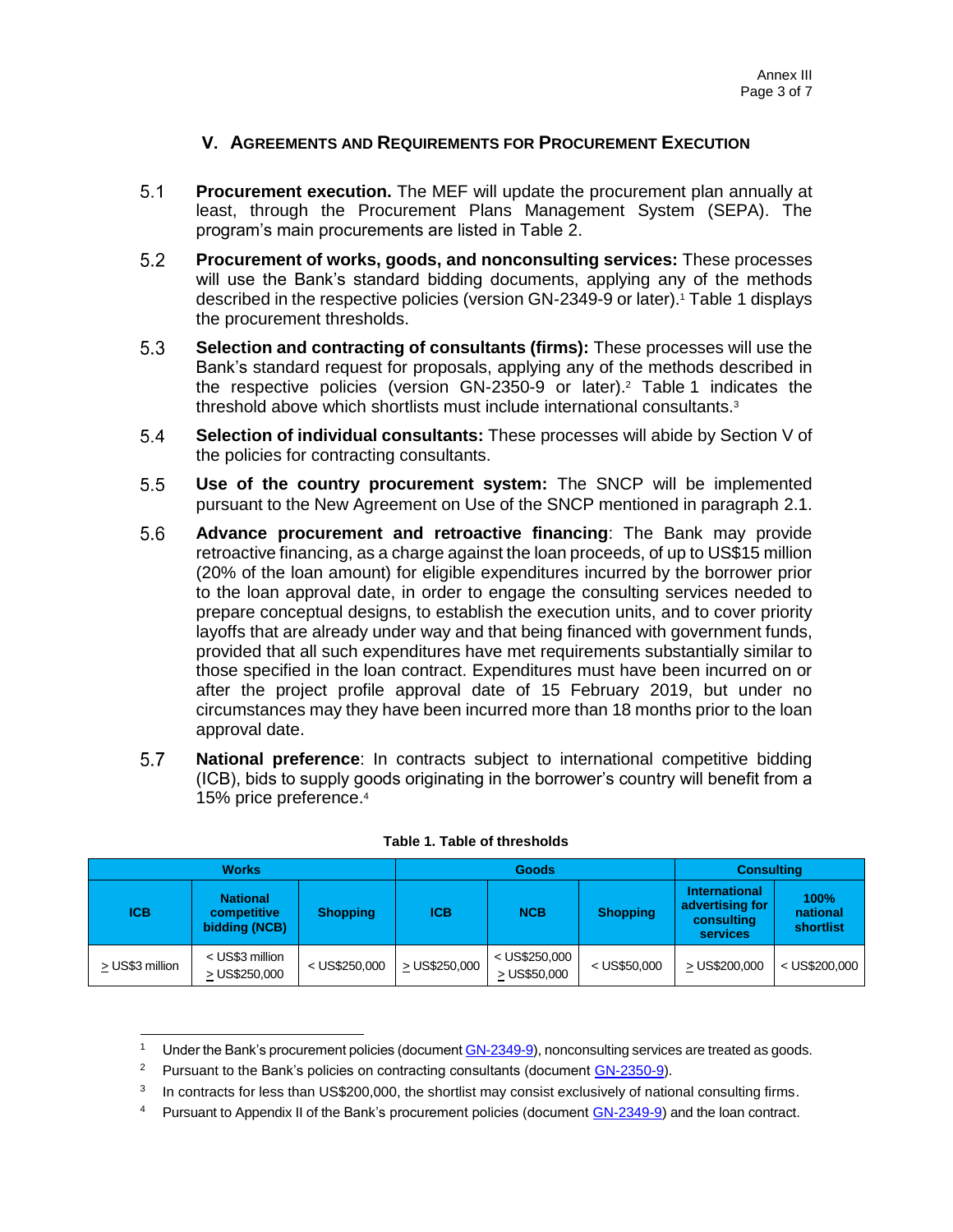## V. AGREEMENTS AND REQUIREMENTS FOR PROCUREMENT EXECUTION

5.1 **Procurement execution.** The MEF will update the procurement plan annually at least, through the Procurement Plans Management System (SEPA). The program's main procurements are listed in Table 2.

5.2 **Procurement of works, goods, and nonconsulting services:** These processes will use the Bank's standard bidding documents, applying any of the methods described in the respective policies (version GN-2349-9 or later).[1] Table 1 displays the procurement thresholds.

5.3 **Selection and contracting of consultants (firms):** These processes will use the Bank's standard request for proposals, applying any of the methods described in the respective policies (version GN-2350-9 or later).[2] Table 1 indicates the threshold above which shortlists must include international consultants.[3]

5.4 **Selection of individual consultants:** These processes will abide by Section V of the policies for contracting consultants.

5.5 **Use of the country procurement system:** The SNCP will be implemented pursuant to the New Agreement on Use of the SNCP mentioned in paragraph 2.1.

5.6 **Advance procurement and retroactive financing**: The Bank may provide retroactive financing, as a charge against the loan proceeds, of up to US$15 million (20% of the loan amount) for eligible expenditures incurred by the borrower prior to the loan approval date, in order to engage the consulting services needed to prepare conceptual designs, to establish the execution units, and to cover priority layoffs that are already under way and that being financed with government funds, provided that all such expenditures have met requirements substantially similar to those specified in the loan contract. Expenditures must have been incurred on or after the project profile approval date of 15 February 2019, but under no circumstances may they have been incurred more than 18 months prior to the loan approval date.

5.7 **National preference**: In contracts subject to international competitive bidding (ICB), bids to supply goods originating in the borrower's country will benefit from a 15% price preference.[4]

**Table 1. Table of thresholds**

| Works | | | Goods | | | Consulting | |
|---|---|---|---|---|---|---|---|
| ICB | National competitive bidding (NCB) | Shopping | ICB | NCB | Shopping | International advertising for consulting services | 100% national shortlist |
| ≥ US$3 million | < US$3 million ≥ US$250,000 | < US$250,000 | ≥ US$250,000 | < US$250,000 ≥ US$50,000 | < US$50,000 | ≥ US$200,000 | < US$200,000 |

---

[1] Under the Bank's procurement policies (document GN-2349-9), nonconsulting services are treated as goods.

[2] Pursuant to the Bank's policies on contracting consultants (document GN-2350-9).

[3] In contracts for less than US$200,000, the shortlist may consist exclusively of national consulting firms.

[4] Pursuant to Appendix II of the Bank's procurement policies (document GN-2349-9) and the loan contract.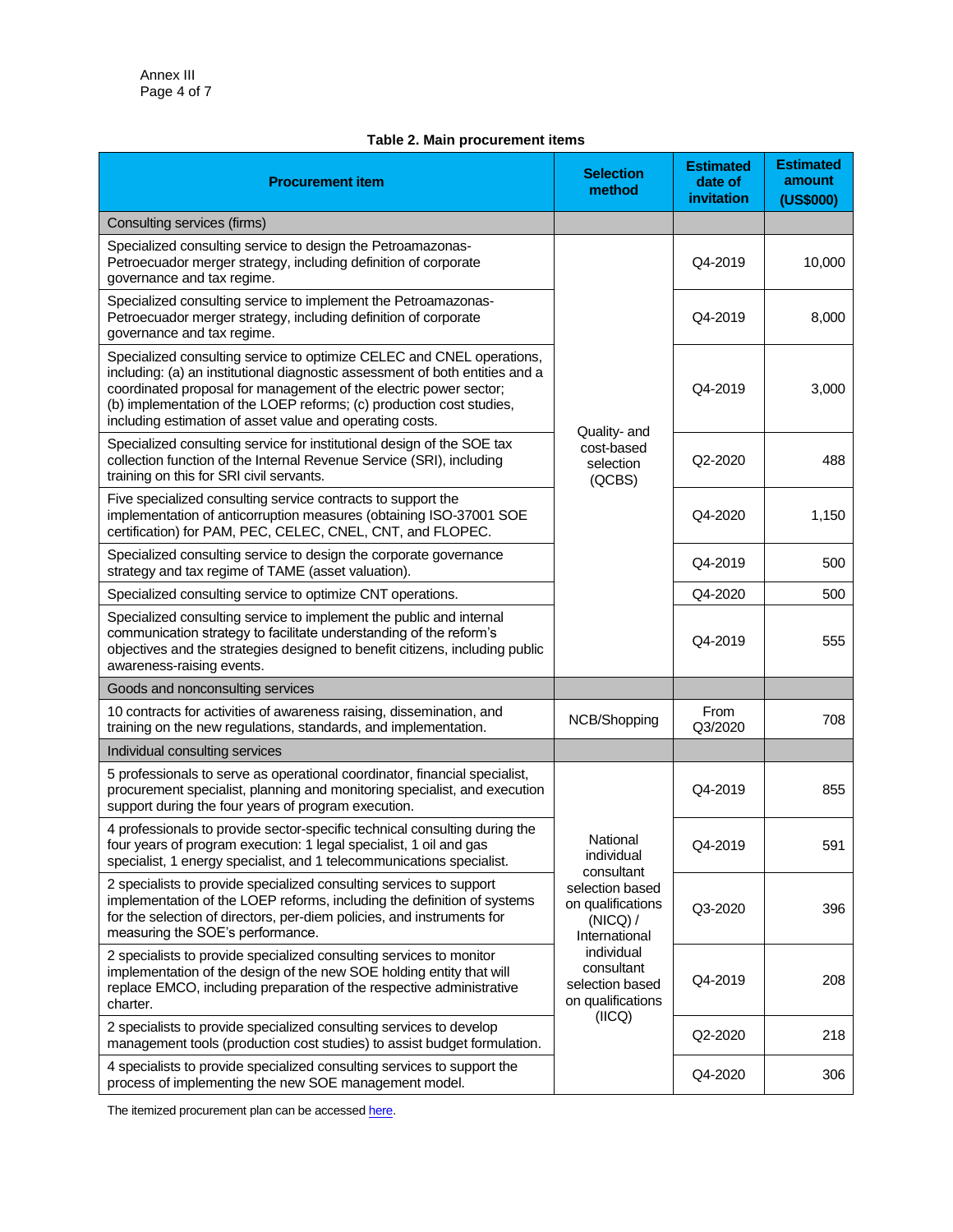Annex III

**Table 2. Main procurement items**

| Procurement item | Selection method | Estimated date of invitation | Estimated amount (US$000) |
|---|---|---|---|
| Consulting services (firms) | | | |
| Specialized consulting service to design the Petroamazonas-Petroecuador merger strategy, including definition of corporate governance and tax regime. | Quality- and cost-based selection (QCBS) | Q4-2019 | 10,000 |
| Specialized consulting service to implement the Petroamazonas-Petroecuador merger strategy, including definition of corporate governance and tax regime. | Quality- and cost-based selection (QCBS) | Q4-2019 | 8,000 |
| Specialized consulting service to optimize CELEC and CNEL operations, including: (a) an institutional diagnostic assessment of both entities and a coordinated proposal for management of the electric power sector; (b) implementation of the LOEP reforms; (c) production cost studies, including estimation of asset value and operating costs. | Quality- and cost-based selection (QCBS) | Q4-2019 | 3,000 |
| Specialized consulting service for institutional design of the SOE tax collection function of the Internal Revenue Service (SRI), including training on this for SRI civil servants. | Quality- and cost-based selection (QCBS) | Q2-2020 | 488 |
| Five specialized consulting service contracts to support the implementation of anticorruption measures (obtaining ISO-37001 SOE certification) for PAM, PEC, CELEC, CNEL, CNT, and FLOPEC. | Quality- and cost-based selection (QCBS) | Q4-2020 | 1,150 |
| Specialized consulting service to design the corporate governance strategy and tax regime of TAME (asset valuation). | Quality- and cost-based selection (QCBS) | Q4-2019 | 500 |
| Specialized consulting service to optimize CNT operations. | Quality- and cost-based selection (QCBS) | Q4-2020 | 500 |
| Specialized consulting service to implement the public and internal communication strategy to facilitate understanding of the reform's objectives and the strategies designed to benefit citizens, including public awareness-raising events. | Quality- and cost-based selection (QCBS) | Q4-2019 | 555 |
| Goods and nonconsulting services | | | |
| 10 contracts for activities of awareness raising, dissemination, and training on the new regulations, standards, and implementation. | NCB/Shopping | From Q3/2020 | 708 |
| Individual consulting services | | | |
| 5 professionals to serve as operational coordinator, financial specialist, procurement specialist, planning and monitoring specialist, and execution support during the four years of program execution. | National individual consultant selection based on qualifications (NICQ) / International individual consultant selection based on qualifications (IICQ) | Q4-2019 | 855 |
| 4 professionals to provide sector-specific technical consulting during the four years of program execution: 1 legal specialist, 1 oil and gas specialist, 1 energy specialist, and 1 telecommunications specialist. | National individual consultant selection based on qualifications (NICQ) / International individual consultant selection based on qualifications (IICQ) | Q4-2019 | 591 |
| 2 specialists to provide specialized consulting services to support implementation of the LOEP reforms, including the definition of systems for the selection of directors, per-diem policies, and instruments for measuring the SOE's performance. | National individual consultant selection based on qualifications (NICQ) / International individual consultant selection based on qualifications (IICQ) | Q3-2020 | 396 |
| 2 specialists to provide specialized consulting services to monitor implementation of the design of the new SOE holding entity that will replace EMCO, including preparation of the respective administrative charter. | National individual consultant selection based on qualifications (NICQ) / International individual consultant selection based on qualifications (IICQ) | Q4-2019 | 208 |
| 2 specialists to provide specialized consulting services to develop management tools (production cost studies) to assist budget formulation. | National individual consultant selection based on qualifications (NICQ) / International individual consultant selection based on qualifications (IICQ) | Q2-2020 | 218 |
| 4 specialists to provide specialized consulting services to support the process of implementing the new SOE management model. | National individual consultant selection based on qualifications (NICQ) / International individual consultant selection based on qualifications (IICQ) | Q4-2020 | 306 |

The itemized procurement plan can be accessed here.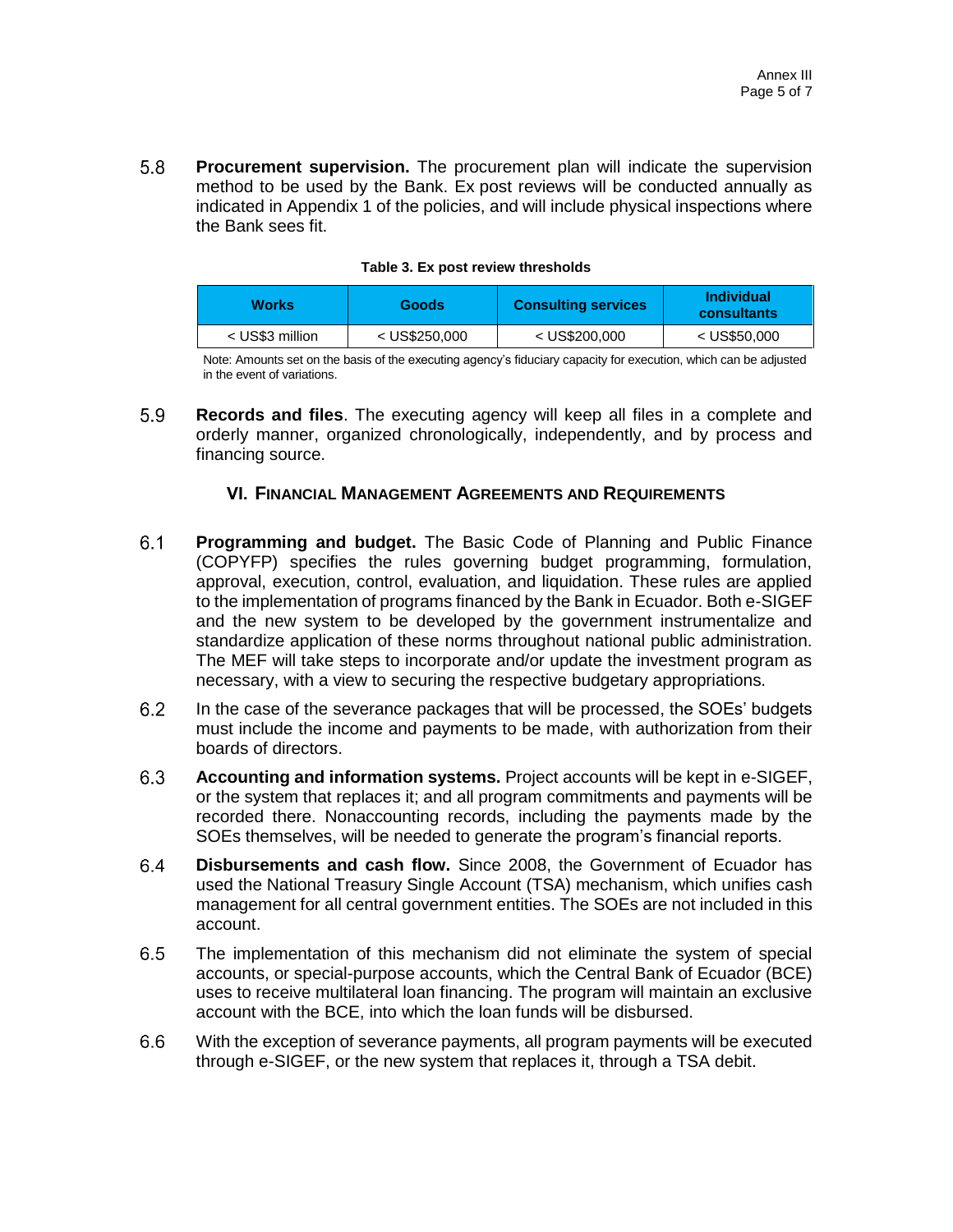5.8 **Procurement supervision.** The procurement plan will indicate the supervision method to be used by the Bank. Ex post reviews will be conducted annually as indicated in Appendix 1 of the policies, and will include physical inspections where the Bank sees fit.

**Table 3. Ex post review thresholds**

| Works | Goods | Consulting services | Individual consultants |
|---|---|---|---|
| < US$3 million | < US$250,000 | < US$200,000 | < US$50,000 |

Note: Amounts set on the basis of the executing agency's fiduciary capacity for execution, which can be adjusted in the event of variations.

5.9 **Records and files**. The executing agency will keep all files in a complete and orderly manner, organized chronologically, independently, and by process and financing source.

## VI. FINANCIAL MANAGEMENT AGREEMENTS AND REQUIREMENTS

6.1 **Programming and budget.** The Basic Code of Planning and Public Finance (COPYFP) specifies the rules governing budget programming, formulation, approval, execution, control, evaluation, and liquidation. These rules are applied to the implementation of programs financed by the Bank in Ecuador. Both e-SIGEF and the new system to be developed by the government instrumentalize and standardize application of these norms throughout national public administration. The MEF will take steps to incorporate and/or update the investment program as necessary, with a view to securing the respective budgetary appropriations.

6.2 In the case of the severance packages that will be processed, the SOEs' budgets must include the income and payments to be made, with authorization from their boards of directors.

6.3 **Accounting and information systems.** Project accounts will be kept in e-SIGEF, or the system that replaces it; and all program commitments and payments will be recorded there. Nonaccounting records, including the payments made by the SOEs themselves, will be needed to generate the program's financial reports.

6.4 **Disbursements and cash flow.** Since 2008, the Government of Ecuador has used the National Treasury Single Account (TSA) mechanism, which unifies cash management for all central government entities. The SOEs are not included in this account.

6.5 The implementation of this mechanism did not eliminate the system of special accounts, or special-purpose accounts, which the Central Bank of Ecuador (BCE) uses to receive multilateral loan financing. The program will maintain an exclusive account with the BCE, into which the loan funds will be disbursed.

6.6 With the exception of severance payments, all program payments will be executed through e-SIGEF, or the new system that replaces it, through a TSA debit.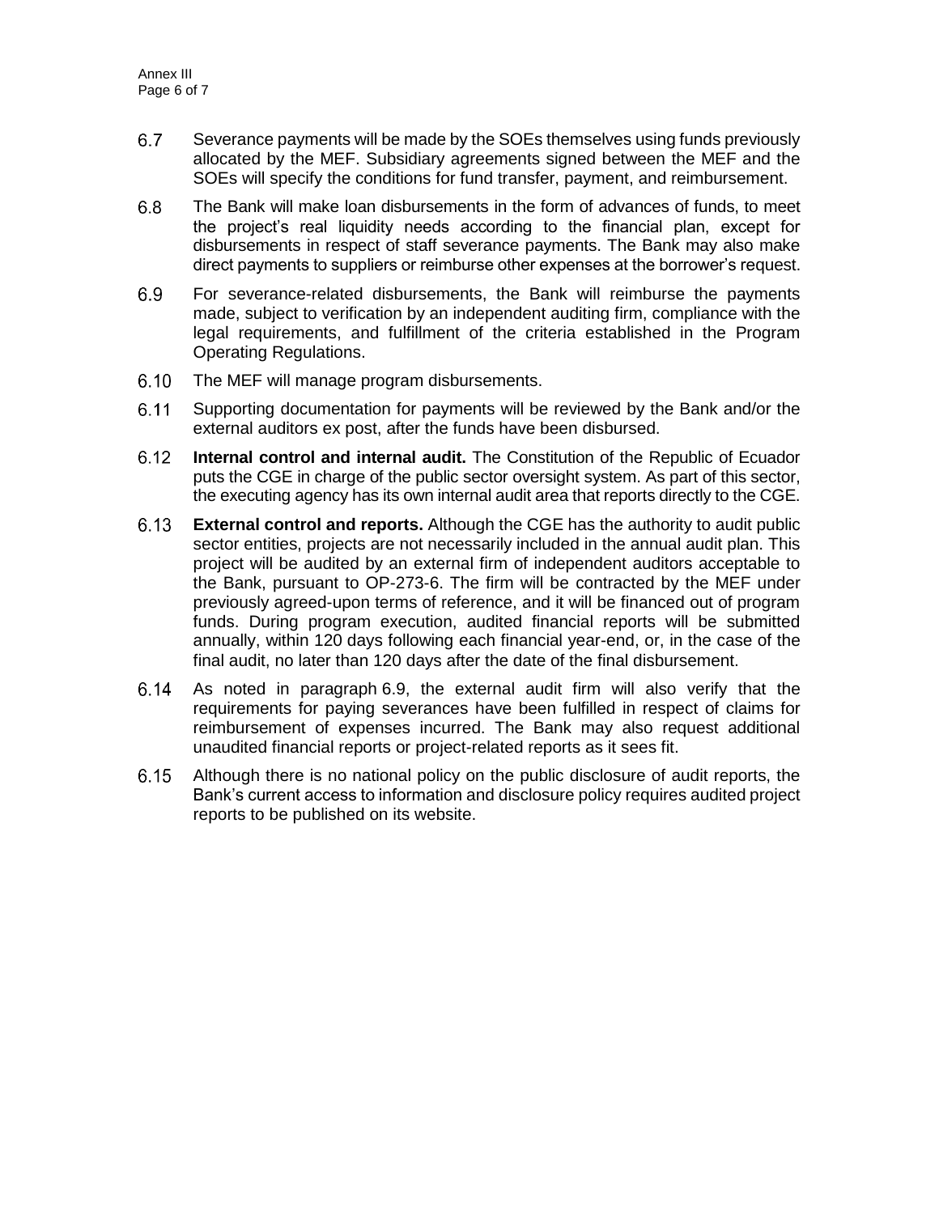6.7 Severance payments will be made by the SOEs themselves using funds previously allocated by the MEF. Subsidiary agreements signed between the MEF and the SOEs will specify the conditions for fund transfer, payment, and reimbursement.

6.8 The Bank will make loan disbursements in the form of advances of funds, to meet the project's real liquidity needs according to the financial plan, except for disbursements in respect of staff severance payments. The Bank may also make direct payments to suppliers or reimburse other expenses at the borrower's request.

6.9 For severance-related disbursements, the Bank will reimburse the payments made, subject to verification by an independent auditing firm, compliance with the legal requirements, and fulfillment of the criteria established in the Program Operating Regulations.

6.10 The MEF will manage program disbursements.

6.11 Supporting documentation for payments will be reviewed by the Bank and/or the external auditors ex post, after the funds have been disbursed.

6.12 **Internal control and internal audit.** The Constitution of the Republic of Ecuador puts the CGE in charge of the public sector oversight system. As part of this sector, the executing agency has its own internal audit area that reports directly to the CGE.

6.13 **External control and reports.** Although the CGE has the authority to audit public sector entities, projects are not necessarily included in the annual audit plan. This project will be audited by an external firm of independent auditors acceptable to the Bank, pursuant to OP-273-6. The firm will be contracted by the MEF under previously agreed-upon terms of reference, and it will be financed out of program funds. During program execution, audited financial reports will be submitted annually, within 120 days following each financial year-end, or, in the case of the final audit, no later than 120 days after the date of the final disbursement.

6.14 As noted in paragraph 6.9, the external audit firm will also verify that the requirements for paying severances have been fulfilled in respect of claims for reimbursement of expenses incurred. The Bank may also request additional unaudited financial reports or project-related reports as it sees fit.

6.15 Although there is no national policy on the public disclosure of audit reports, the Bank's current access to information and disclosure policy requires audited project reports to be published on its website.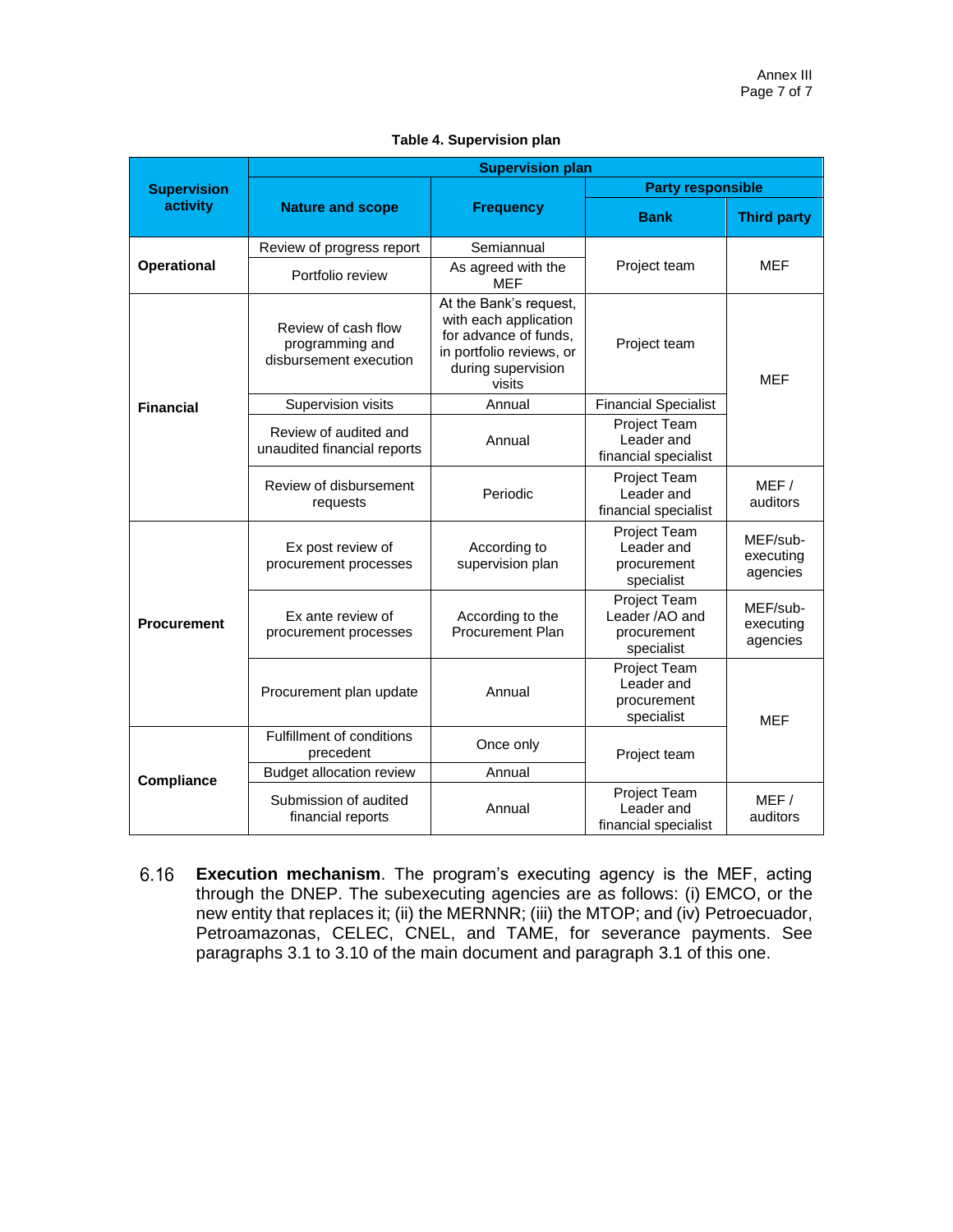**Table 4. Supervision plan**

| Supervision activity | Supervision plan | | | |
|---|---|---|---|---|
| | Nature and scope | Frequency | Party responsible | |
| | | | Bank | Third party |
| Operational | Review of progress report | Semiannual | Project team | MEF |
| | Portfolio review | As agreed with the MEF | | |
| Financial | Review of cash flow programming and disbursement execution | At the Bank's request, with each application for advance of funds, in portfolio reviews, or during supervision visits | Project team | MEF |
| | Supervision visits | Annual | Financial Specialist | |
| | Review of audited and unaudited financial reports | Annual | Project Team Leader and financial specialist | |
| | Review of disbursement requests | Periodic | Project Team Leader and financial specialist | MEF / auditors |
| Procurement | Ex post review of procurement processes | According to supervision plan | Project Team Leader and procurement specialist | MEF/sub-executing agencies |
| | Ex ante review of procurement processes | According to the Procurement Plan | Project Team Leader /AO and procurement specialist | MEF/sub-executing agencies |
| | Procurement plan update | Annual | Project Team Leader and procurement specialist | MEF |
| Compliance | Fulfillment of conditions precedent | Once only | Project team | |
| | Budget allocation review | Annual | | |
| | Submission of audited financial reports | Annual | Project Team Leader and financial specialist | MEF / auditors |

6.16 **Execution mechanism**. The program's executing agency is the MEF, acting through the DNEP. The subexecuting agencies are as follows: (i) EMCO, or the new entity that replaces it; (ii) the MERNNR; (iii) the MTOP; and (iv) Petroecuador, Petroamazonas, CELEC, CNEL, and TAME, for severance payments. See paragraphs 3.1 to 3.10 of the main document and paragraph 3.1 of this one.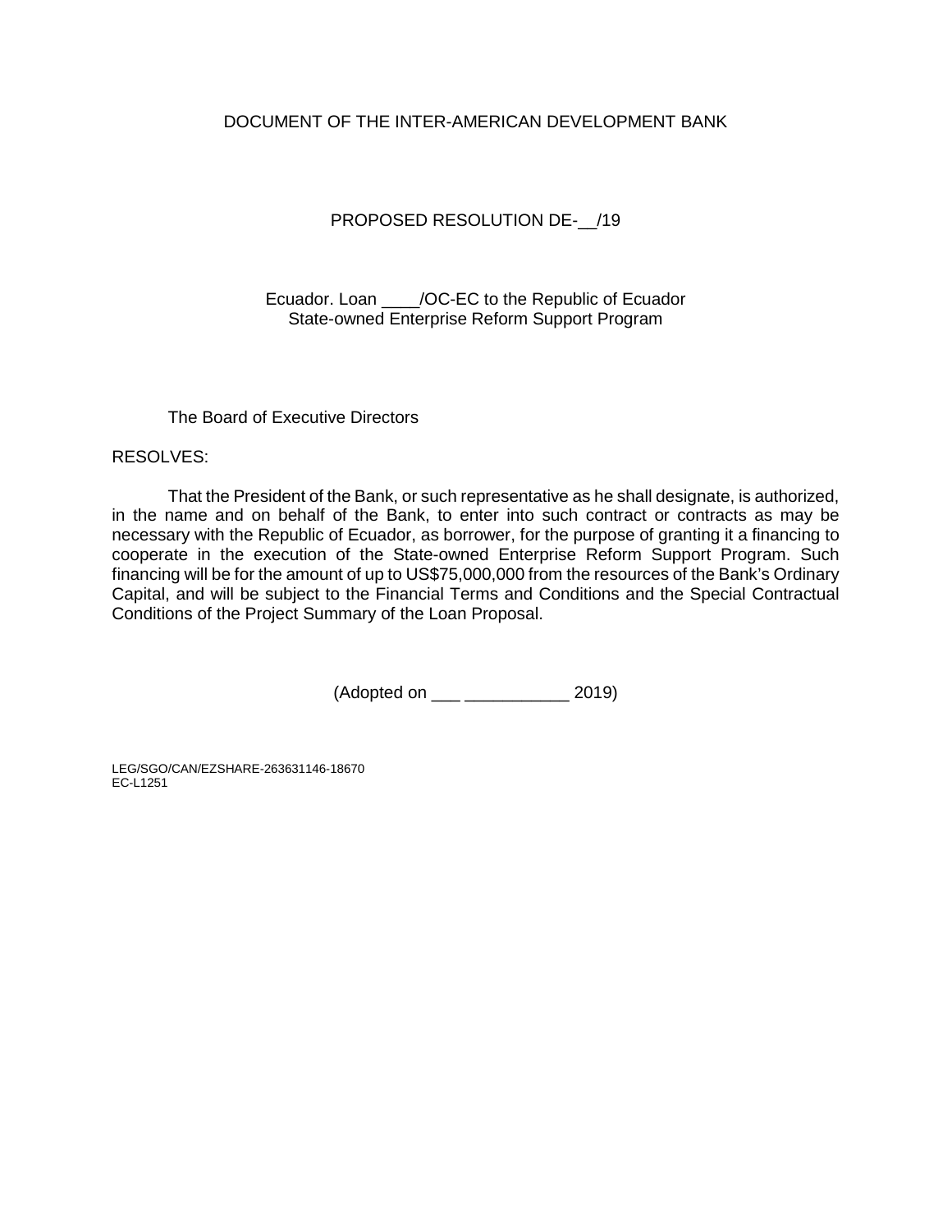DOCUMENT OF THE INTER-AMERICAN DEVELOPMENT BANK

PROPOSED RESOLUTION DE-__/19

Ecuador. Loan ____/OC-EC to the Republic of Ecuador
State-owned Enterprise Reform Support Program

The Board of Executive Directors

RESOLVES:

That the President of the Bank, or such representative as he shall designate, is authorized, in the name and on behalf of the Bank, to enter into such contract or contracts as may be necessary with the Republic of Ecuador, as borrower, for the purpose of granting it a financing to cooperate in the execution of the State-owned Enterprise Reform Support Program. Such financing will be for the amount of up to US$75,000,000 from the resources of the Bank's Ordinary Capital, and will be subject to the Financial Terms and Conditions and the Special Contractual Conditions of the Project Summary of the Loan Proposal.

(Adopted on ___ ___________ 2019)

LEG/SGO/CAN/EZSHARE-263631146-18670
EC-L1251